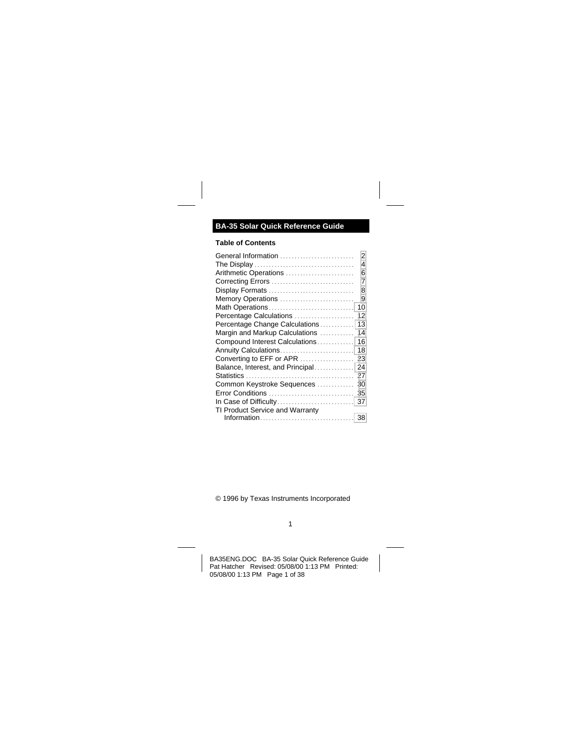# BA-35 Solar Quick Reference Guide

## Table of Contents

| | |
|---|---|
| General Information | 2 |
| The Display | 4 |
| Arithmetic Operations | 6 |
| Correcting Errors | 7 |
| Display Formats | 8 |
| Memory Operations | 9 |
| Math Operations | 10 |
| Percentage Calculations | 12 |
| Percentage Change Calculations | 13 |
| Margin and Markup Calculations | 14 |
| Compound Interest Calculations | 16 |
| Annuity Calculations | 18 |
| Converting to EFF or APR | 23 |
| Balance, Interest, and Principal | 24 |
| Statistics | 27 |
| Common Keystroke Sequences | 30 |
| Error Conditions | 35 |
| In Case of Difficulty | 37 |
| TI Product Service and Warranty Information | 38 |

© 1996 by Texas Instruments Incorporated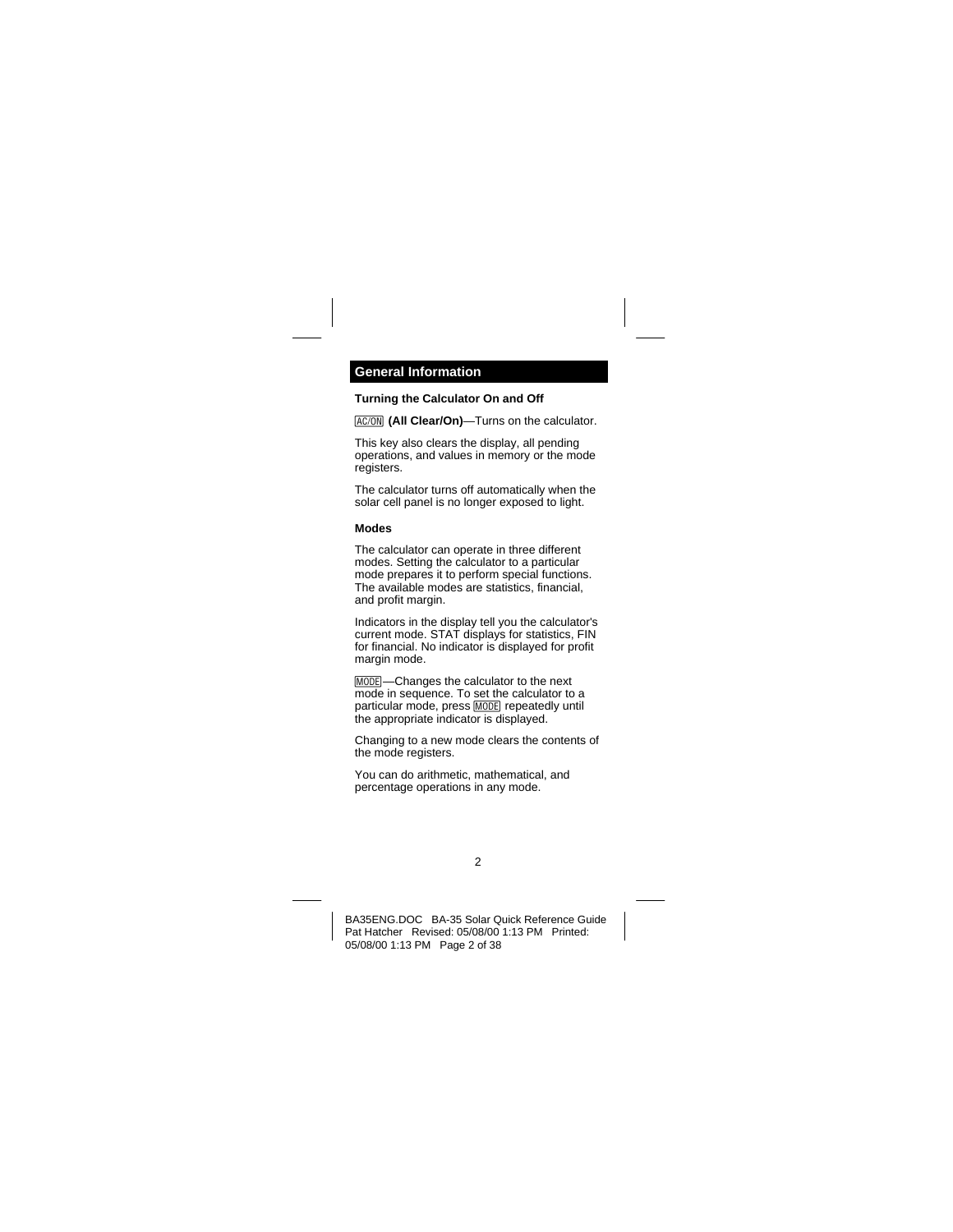## General Information

### Turning the Calculator On and Off

[AC/ON] **(All Clear/On)**—Turns on the calculator.

This key also clears the display, all pending operations, and values in memory or the mode registers.

The calculator turns off automatically when the solar cell panel is no longer exposed to light.

### Modes

The calculator can operate in three different modes. Setting the calculator to a particular mode prepares it to perform special functions. The available modes are statistics, financial, and profit margin.

Indicators in the display tell you the calculator's current mode. STAT displays for statistics, FIN for financial. No indicator is displayed for profit margin mode.

[MODE]—Changes the calculator to the next mode in sequence. To set the calculator to a particular mode, press [MODE] repeatedly until the appropriate indicator is displayed.

Changing to a new mode clears the contents of the mode registers.

You can do arithmetic, mathematical, and percentage operations in any mode.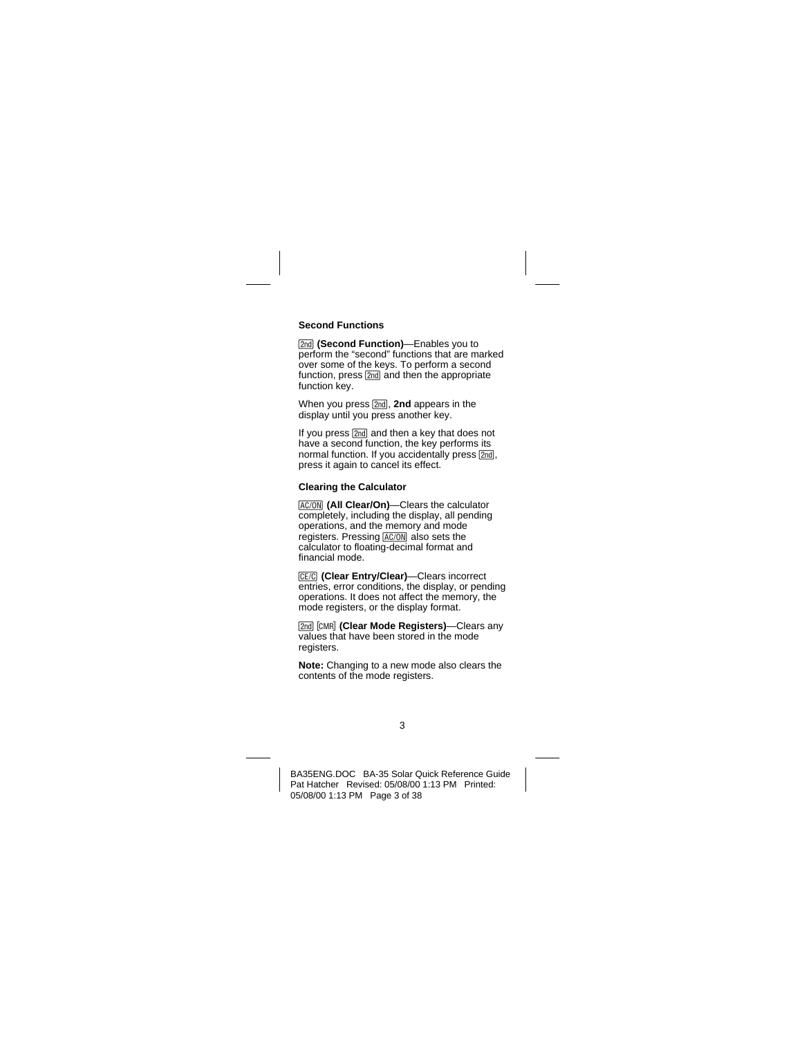### Second Functions

[2nd] **(Second Function)**—Enables you to perform the "second" functions that are marked over some of the keys. To perform a second function, press [2nd] and then the appropriate function key.

When you press [2nd], **2nd** appears in the display until you press another key.

If you press [2nd] and then a key that does not have a second function, the key performs its normal function. If you accidentally press [2nd], press it again to cancel its effect.

### Clearing the Calculator

[AC/ON] **(All Clear/On)**—Clears the calculator completely, including the display, all pending operations, and the memory and mode registers. Pressing [AC/ON] also sets the calculator to floating-decimal format and financial mode.

[CE/C] **(Clear Entry/Clear)**—Clears incorrect entries, error conditions, the display, or pending operations. It does not affect the memory, the mode registers, or the display format.

[2nd] [CMR] **(Clear Mode Registers)**—Clears any values that have been stored in the mode registers.

**Note:** Changing to a new mode also clears the contents of the mode registers.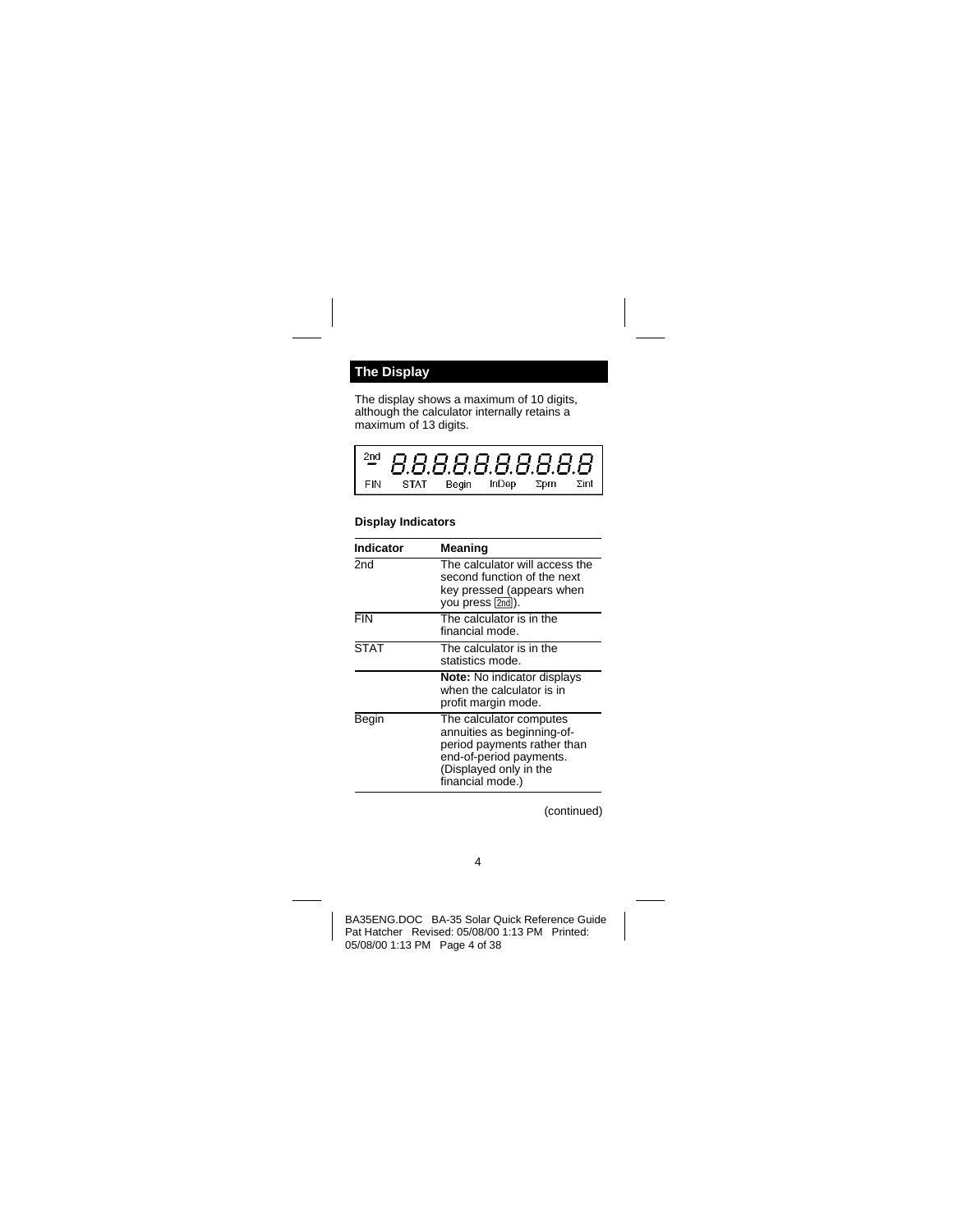## The Display

The display shows a maximum of 10 digits, although the calculator internally retains a maximum of 13 digits.

```
2nd  8.8.8.8.8.8.8.8.8.8
FIN   STAT   Begin   InDep   Σprn   ΣInt
```

### Display Indicators

| Indicator | Meaning |
|---|---|
| 2nd | The calculator will access the second function of the next key pressed (appears when you press [2nd]). |
| FIN | The calculator is in the financial mode. |
| STAT | The calculator is in the statistics mode. |
| | **Note:** No indicator displays when the calculator is in profit margin mode. |
| Begin | The calculator computes annuities as beginning-of-period payments rather than end-of-period payments. (Displayed only in the financial mode.) |

(continued)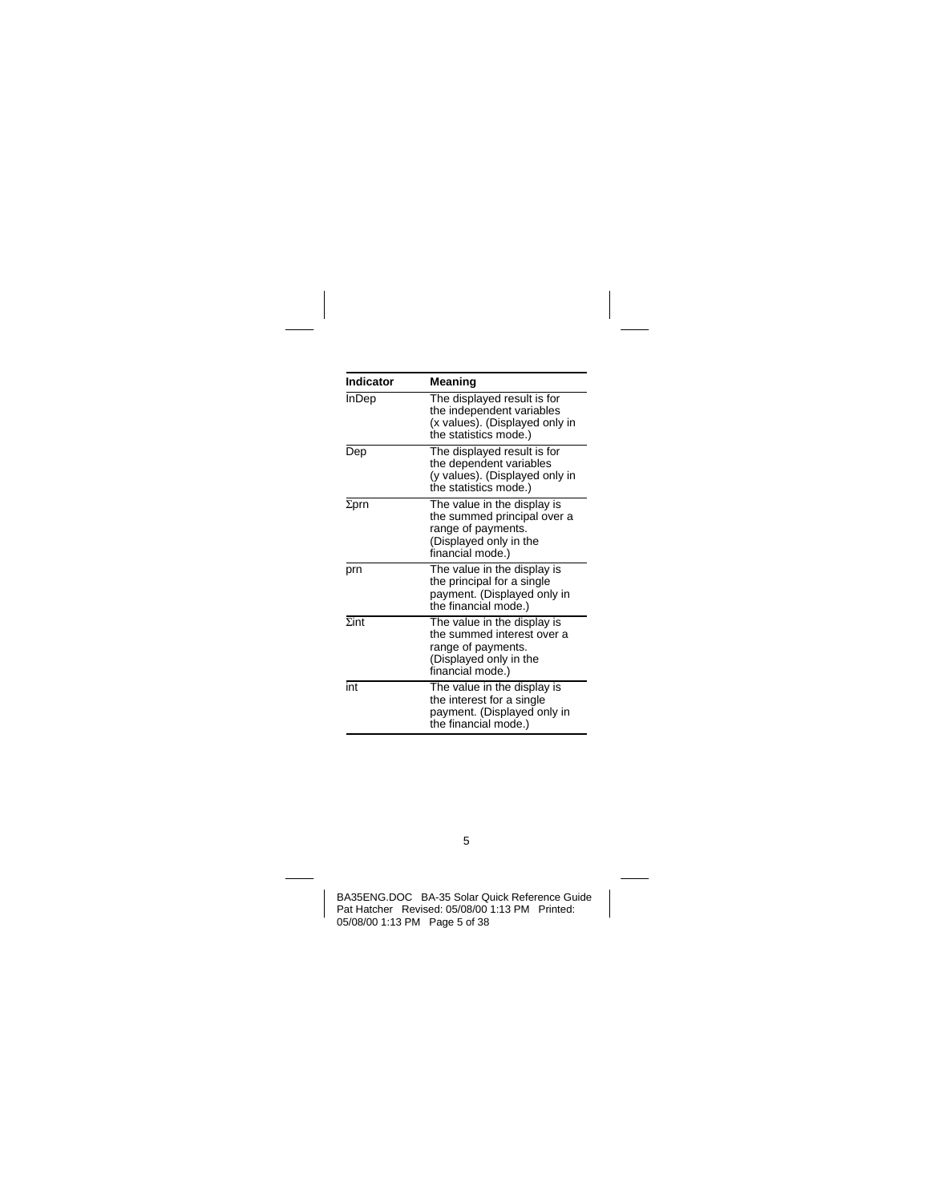| Indicator | Meaning |
| --- | --- |
| InDep | The displayed result is for the independent variables (x values). (Displayed only in the statistics mode.) |
| Dep | The displayed result is for the dependent variables (y values). (Displayed only in the statistics mode.) |
| Σprn | The value in the display is the summed principal over a range of payments. (Displayed only in the financial mode.) |
| prn | The value in the display is the principal for a single payment. (Displayed only in the financial mode.) |
| Σint | The value in the display is the summed interest over a range of payments. (Displayed only in the financial mode.) |
| int | The value in the display is the interest for a single payment. (Displayed only in the financial mode.) |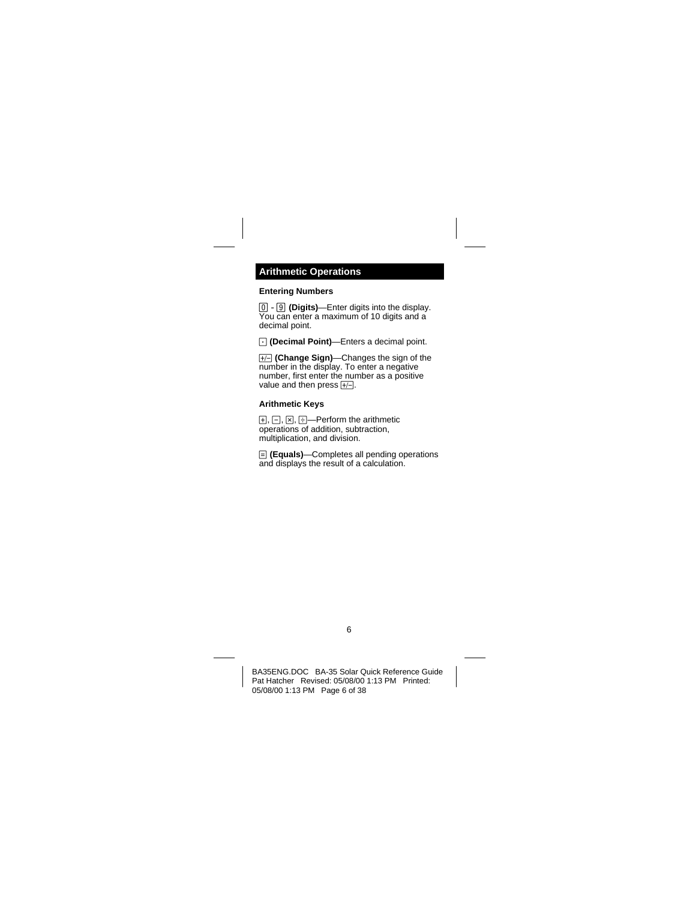## Arithmetic Operations

### Entering Numbers

[0] - [9] **(Digits)**—Enter digits into the display. You can enter a maximum of 10 digits and a decimal point.

[.] **(Decimal Point)**—Enters a decimal point.

[+/−] **(Change Sign)**—Changes the sign of the number in the display. To enter a negative number, first enter the number as a positive value and then press [+/−].

### Arithmetic Keys

[+], [−], [×], [÷]—Perform the arithmetic operations of addition, subtraction, multiplication, and division.

[=] **(Equals)**—Completes all pending operations and displays the result of a calculation.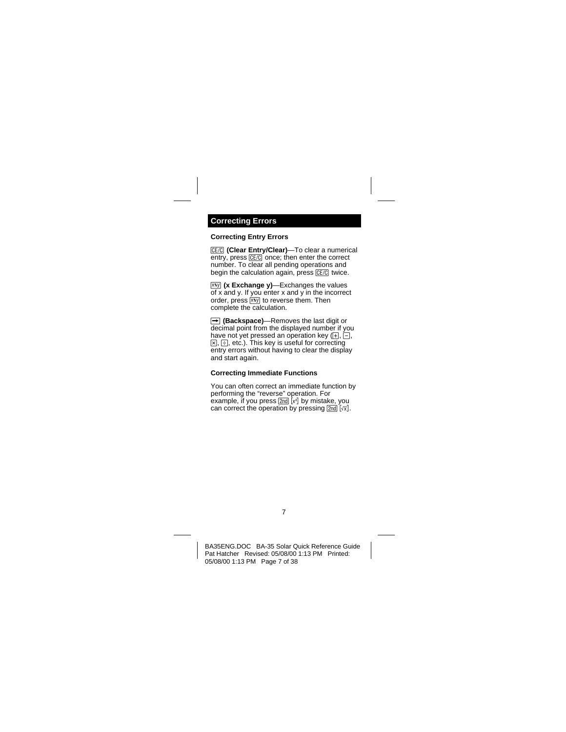## Correcting Errors

### Correcting Entry Errors

[CE/C] **(Clear Entry/Clear)**—To clear a numerical entry, press [CE/C] once; then enter the correct number. To clear all pending operations and begin the calculation again, press [CE/C] twice.

[x⇆y] **(x Exchange y)**—Exchanges the values of x and y. If you enter x and y in the incorrect order, press [x⇆y] to reverse them. Then complete the calculation.

[→] **(Backspace)**—Removes the last digit or decimal point from the displayed number if you have not yet pressed an operation key ([+], [−], [×], [÷], etc.). This key is useful for correcting entry errors without having to clear the display and start again.

### Correcting Immediate Functions

You can often correct an immediate function by performing the "reverse" operation. For example, if you press [2nd] [$x^2$] by mistake, you can correct the operation by pressing [2nd] [$\sqrt{x}$].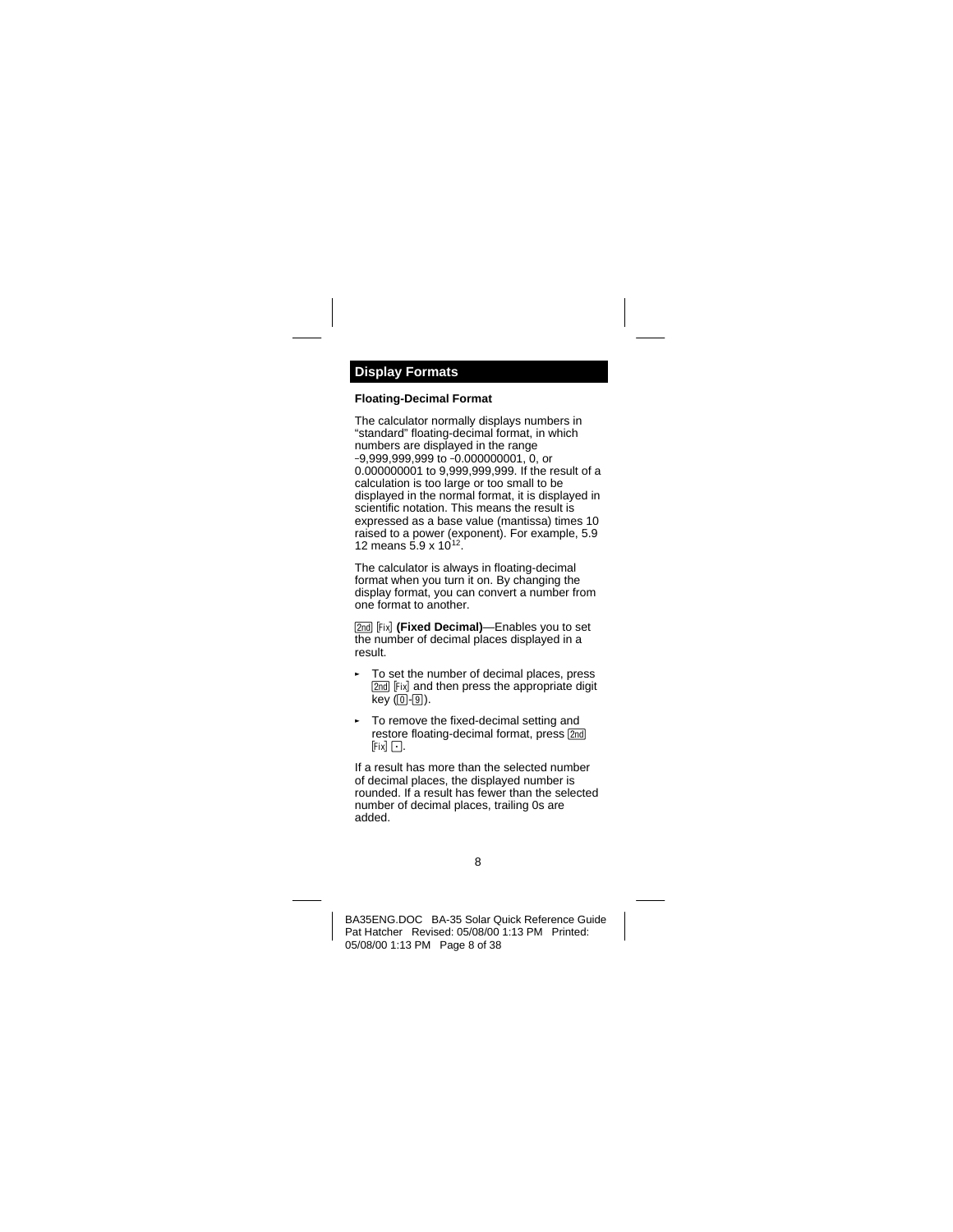## Display Formats

### Floating-Decimal Format

The calculator normally displays numbers in "standard" floating-decimal format, in which numbers are displayed in the range −9,999,999,999 to −0.000000001, 0, or 0.000000001 to 9,999,999,999. If the result of a calculation is too large or too small to be displayed in the normal format, it is displayed in scientific notation. This means the result is expressed as a base value (mantissa) times 10 raised to a power (exponent). For example, 5.9 12 means $5.9 \times 10^{12}$.

The calculator is always in floating-decimal format when you turn it on. By changing the display format, you can convert a number from one format to another.

[2nd] [Fix] **(Fixed Decimal)**—Enables you to set the number of decimal places displayed in a result.

- To set the number of decimal places, press [2nd] [Fix] and then press the appropriate digit key ([0]-[9]).
- To remove the fixed-decimal setting and restore floating-decimal format, press [2nd] [Fix] [.].

If a result has more than the selected number of decimal places, the displayed number is rounded. If a result has fewer than the selected number of decimal places, trailing 0s are added.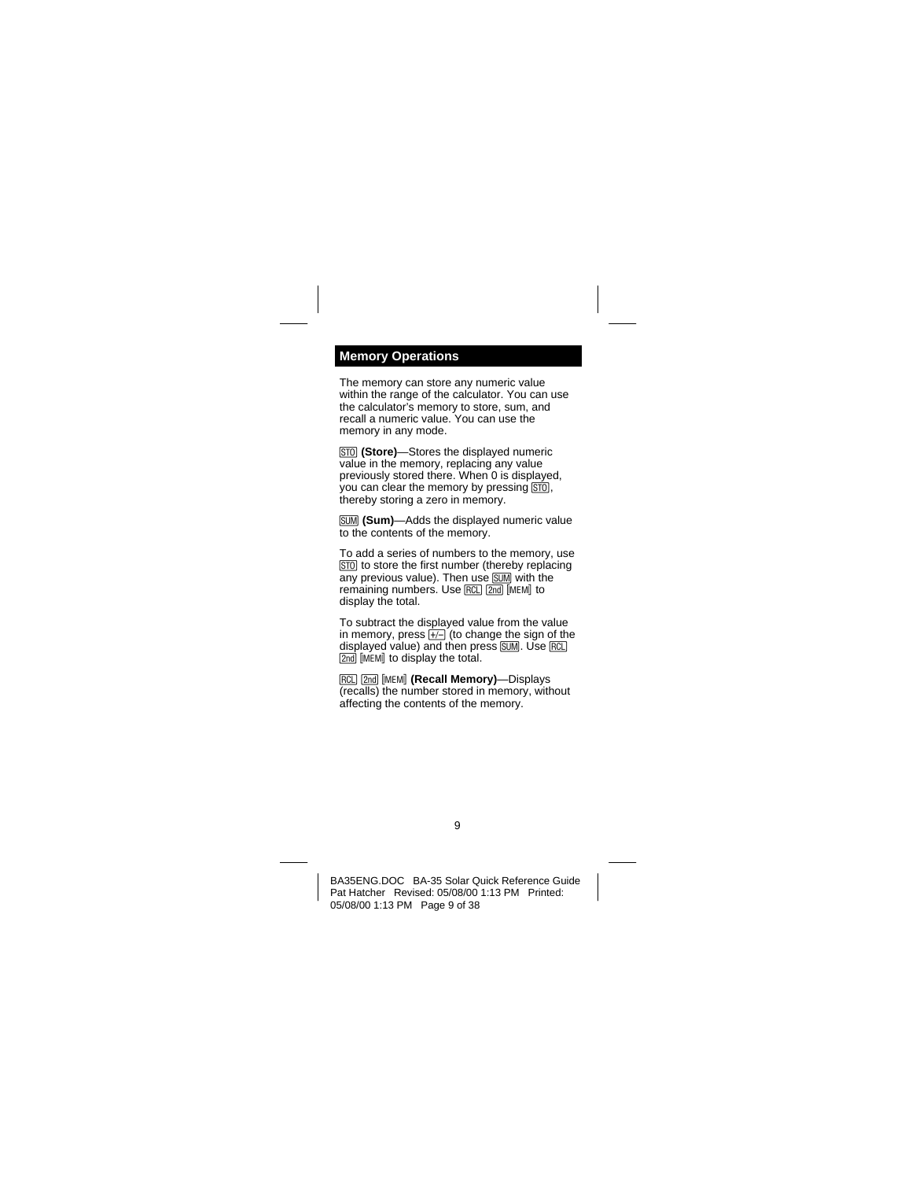## Memory Operations

The memory can store any numeric value within the range of the calculator. You can use the calculator's memory to store, sum, and recall a numeric value. You can use the memory in any mode.

[STO] **(Store)**—Stores the displayed numeric value in the memory, replacing any value previously stored there. When 0 is displayed, you can clear the memory by pressing [STO], thereby storing a zero in memory.

[SUM] **(Sum)**—Adds the displayed numeric value to the contents of the memory.

To add a series of numbers to the memory, use [STO] to store the first number (thereby replacing any previous value). Then use [SUM] with the remaining numbers. Use [RCL] [2nd] [MEM] to display the total.

To subtract the displayed value from the value in memory, press [+/–] (to change the sign of the displayed value) and then press [SUM]. Use [RCL] [2nd] [MEM] to display the total.

[RCL] [2nd] [MEM] **(Recall Memory)**—Displays (recalls) the number stored in memory, without affecting the contents of the memory.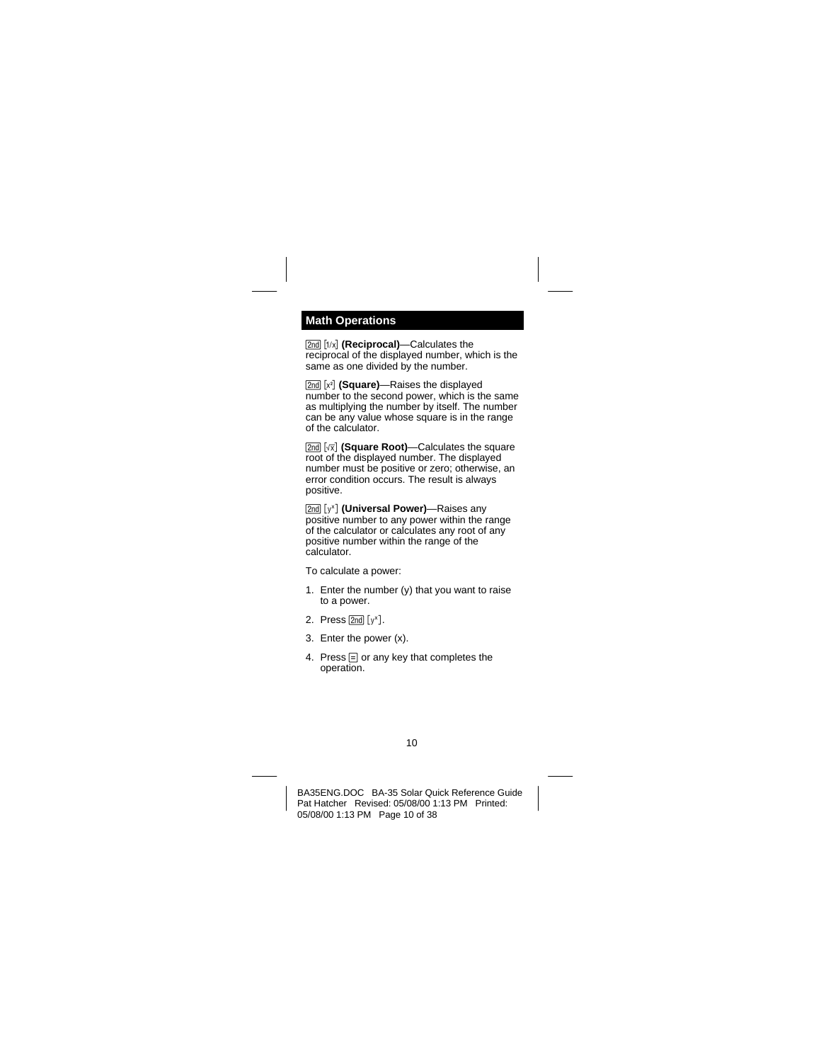## Math Operations

[2nd] [1/x] **(Reciprocal)**—Calculates the reciprocal of the displayed number, which is the same as one divided by the number.

[2nd] [$x^2$] **(Square)**—Raises the displayed number to the second power, which is the same as multiplying the number by itself. The number can be any value whose square is in the range of the calculator.

[2nd] [$\sqrt{x}$] **(Square Root)**—Calculates the square root of the displayed number. The displayed number must be positive or zero; otherwise, an error condition occurs. The result is always positive.

[2nd] [$y^x$] **(Universal Power)**—Raises any positive number to any power within the range of the calculator or calculates any root of any positive number within the range of the calculator.

To calculate a power:

1. Enter the number (y) that you want to raise to a power.
2. Press [2nd] [$y^x$].
3. Enter the power (x).
4. Press [=] or any key that completes the operation.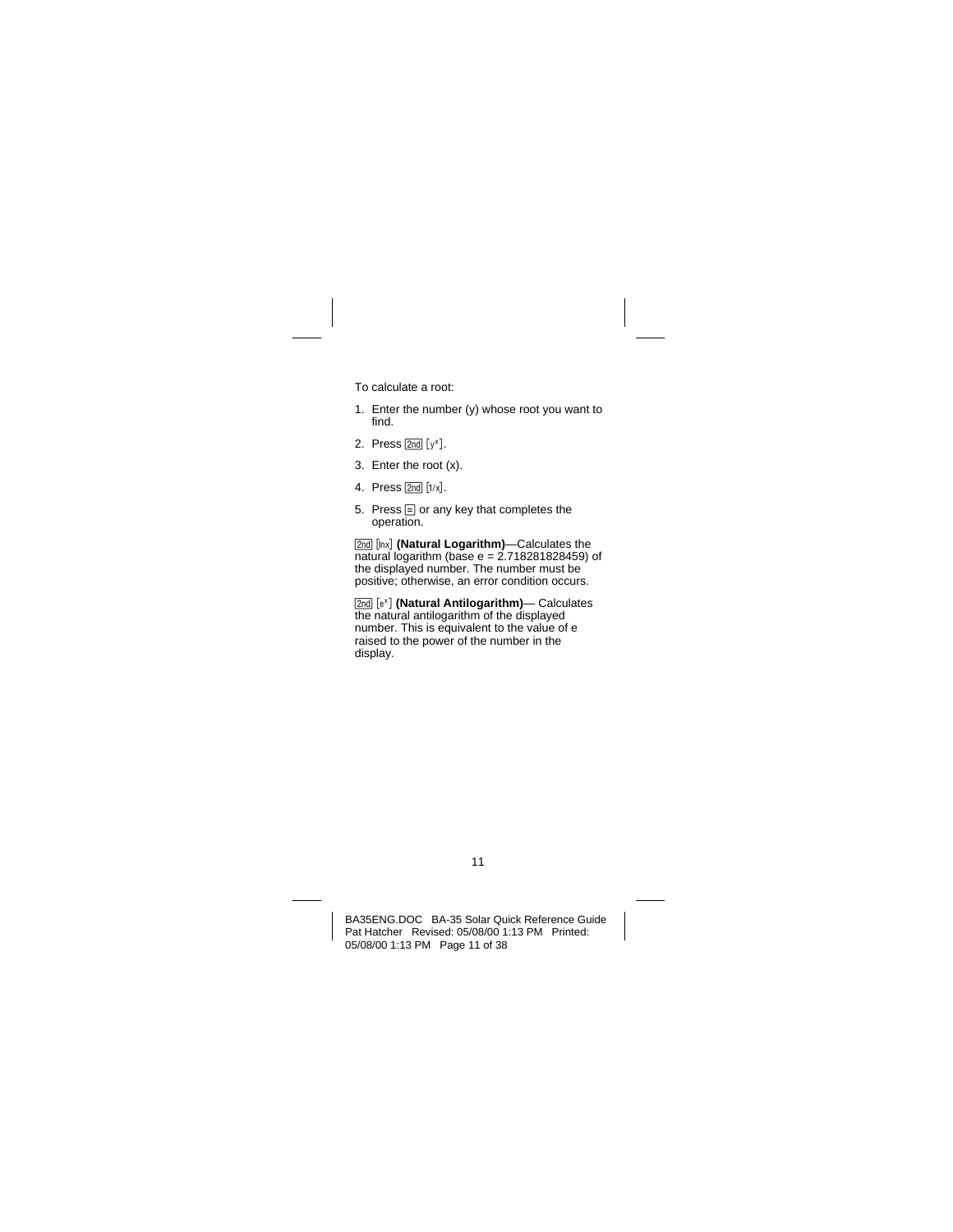To calculate a root:

1. Enter the number (y) whose root you want to find.
2. Press [2nd] [$y^x$].
3. Enter the root (x).
4. Press [2nd] [1/x].
5. Press [=] or any key that completes the operation.

[2nd] [lnx] **(Natural Logarithm)**—Calculates the natural logarithm (base e = 2.718281828459) of the displayed number. The number must be positive; otherwise, an error condition occurs.

[2nd] [$e^x$] **(Natural Antilogarithm)**— Calculates the natural antilogarithm of the displayed number. This is equivalent to the value of e raised to the power of the number in the display.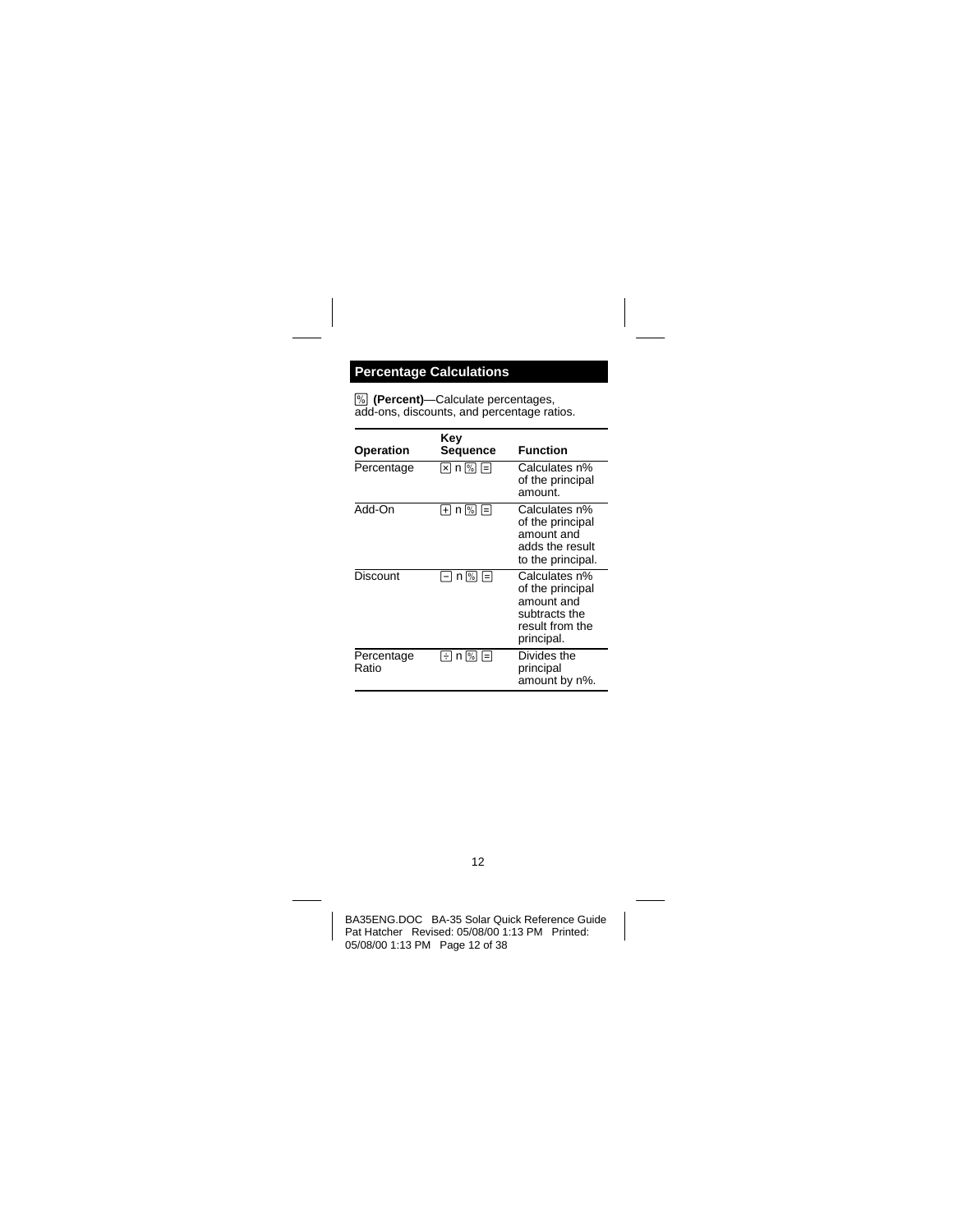## Percentage Calculations

[%] **(Percent)**—Calculate percentages, add-ons, discounts, and percentage ratios.

| Operation | Key Sequence | Function |
| --- | --- | --- |
| Percentage | [×] n [%] [=] | Calculates n% of the principal amount. |
| Add-On | [+] n [%] [=] | Calculates n% of the principal amount and adds the result to the principal. |
| Discount | [−] n [%] [=] | Calculates n% of the principal amount and subtracts the result from the principal. |
| Percentage Ratio | [÷] n [%] [=] | Divides the principal amount by n%. |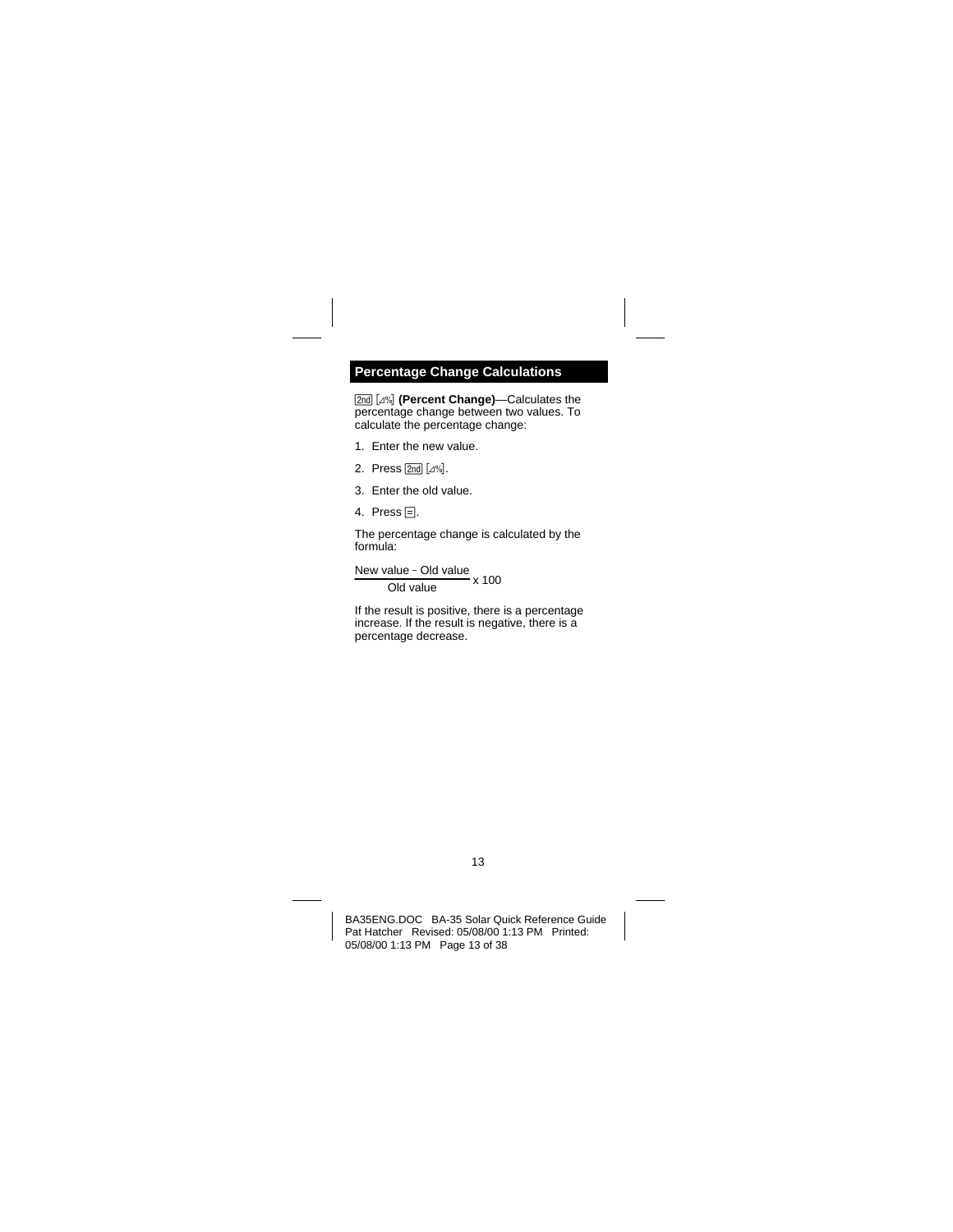## Percentage Change Calculations

[2nd] [Δ%] **(Percent Change)**—Calculates the percentage change between two values. To calculate the percentage change:

1. Enter the new value.
2. Press [2nd] [Δ%].
3. Enter the old value.
4. Press [=].

The percentage change is calculated by the formula:

$$\frac{\text{New value} - \text{Old value}}{\text{Old value}} \times 100$$

If the result is positive, there is a percentage increase. If the result is negative, there is a percentage decrease.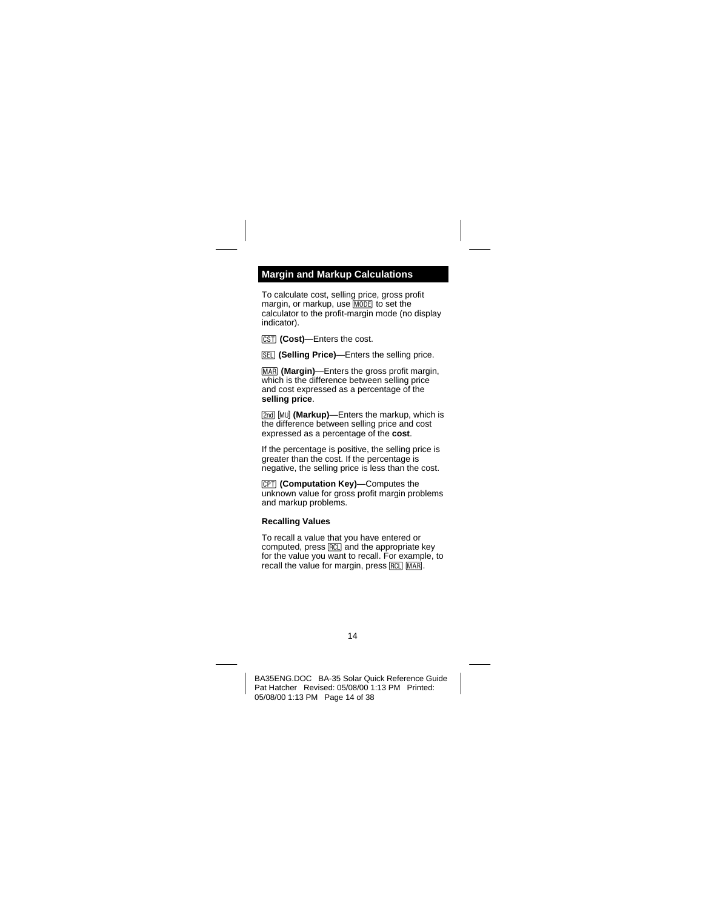## Margin and Markup Calculations

To calculate cost, selling price, gross profit margin, or markup, use [MODE] to set the calculator to the profit-margin mode (no display indicator).

[CST] **(Cost)**—Enters the cost.

[SEL] **(Selling Price)**—Enters the selling price.

[MAR] **(Margin)**—Enters the gross profit margin, which is the difference between selling price and cost expressed as a percentage of the **selling price**.

[2nd] [MU] **(Markup)**—Enters the markup, which is the difference between selling price and cost expressed as a percentage of the **cost**.

If the percentage is positive, the selling price is greater than the cost. If the percentage is negative, the selling price is less than the cost.

[CPT] **(Computation Key)**—Computes the unknown value for gross profit margin problems and markup problems.

### Recalling Values

To recall a value that you have entered or computed, press [RCL] and the appropriate key for the value you want to recall. For example, to recall the value for margin, press [RCL] [MAR].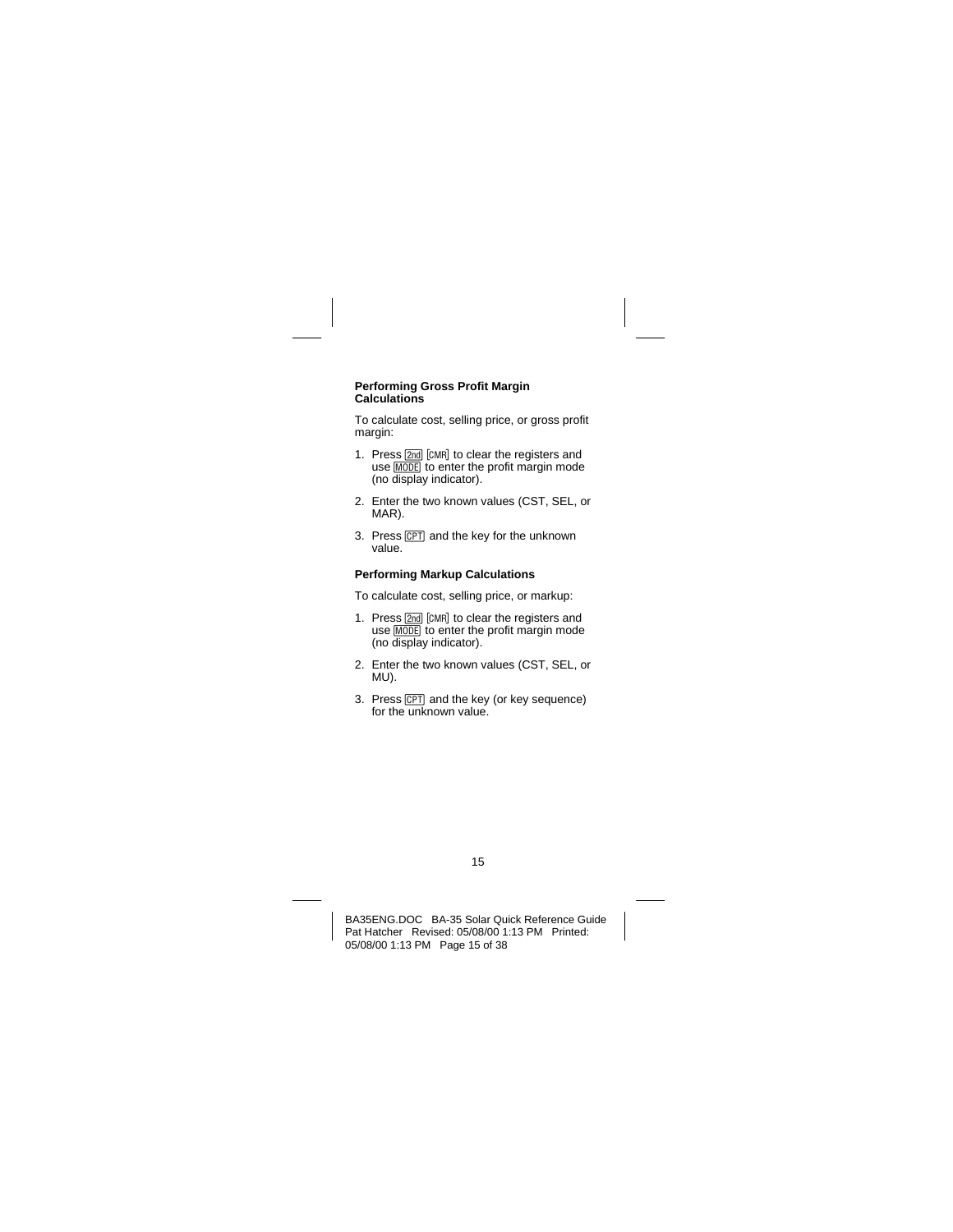### Performing Gross Profit Margin Calculations

To calculate cost, selling price, or gross profit margin:

1. Press [2nd] [CMR] to clear the registers and use [MODE] to enter the profit margin mode (no display indicator).
2. Enter the two known values (CST, SEL, or MAR).
3. Press [CPT] and the key for the unknown value.

### Performing Markup Calculations

To calculate cost, selling price, or markup:

1. Press [2nd] [CMR] to clear the registers and use [MODE] to enter the profit margin mode (no display indicator).
2. Enter the two known values (CST, SEL, or MU).
3. Press [CPT] and the key (or key sequence) for the unknown value.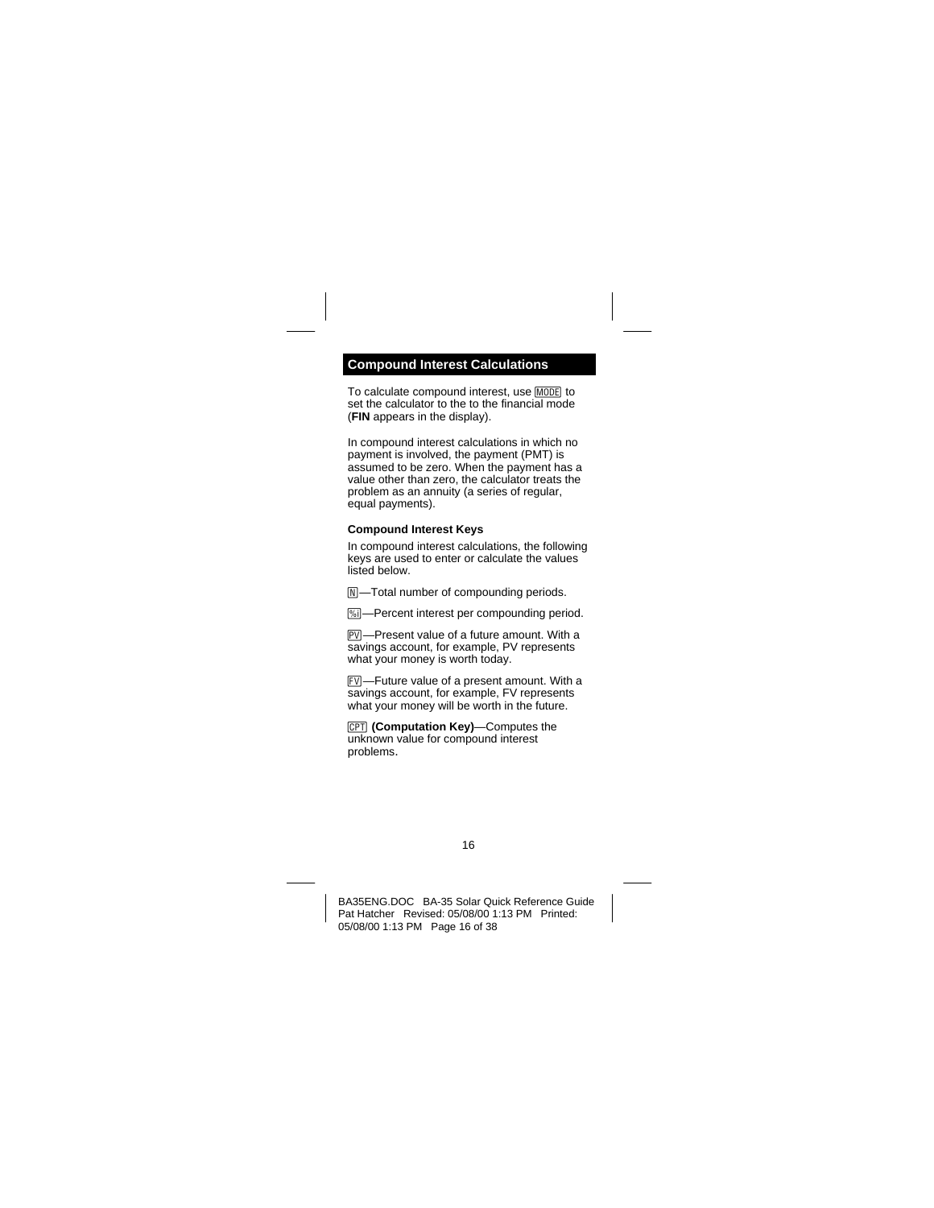## Compound Interest Calculations

To calculate compound interest, use [MODE] to set the calculator to the to the financial mode (**FIN** appears in the display).

In compound interest calculations in which no payment is involved, the payment (PMT) is assumed to be zero. When the payment has a value other than zero, the calculator treats the problem as an annuity (a series of regular, equal payments).

### Compound Interest Keys

In compound interest calculations, the following keys are used to enter or calculate the values listed below.

[N]—Total number of compounding periods.

[%i]—Percent interest per compounding period.

[PV]—Present value of a future amount. With a savings account, for example, PV represents what your money is worth today.

[FV]—Future value of a present amount. With a savings account, for example, FV represents what your money will be worth in the future.

[CPT] **(Computation Key)**—Computes the unknown value for compound interest problems.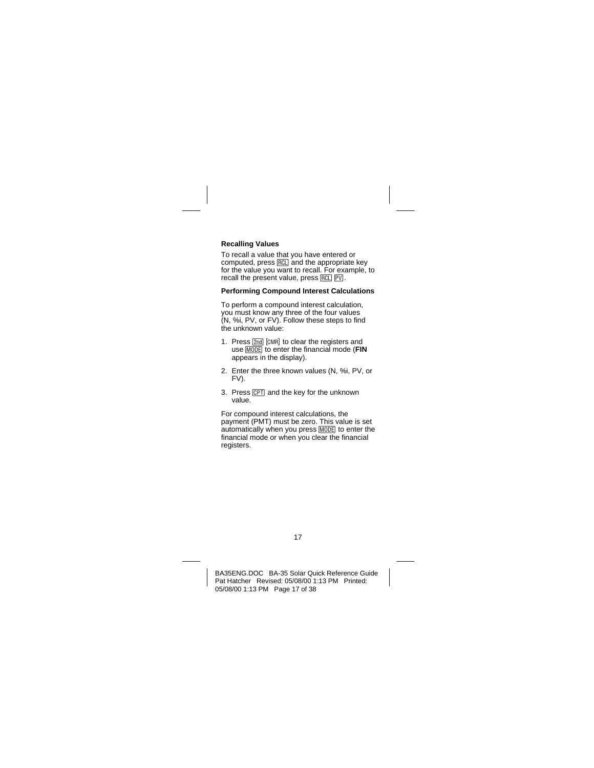### Recalling Values

To recall a value that you have entered or computed, press [RCL] and the appropriate key for the value you want to recall. For example, to recall the present value, press [RCL] [PV].

### Performing Compound Interest Calculations

To perform a compound interest calculation, you must know any three of the four values (N, %i, PV, or FV). Follow these steps to find the unknown value:

1. Press [2nd] [CMR] to clear the registers and use [MODE] to enter the financial mode (**FIN** appears in the display).
2. Enter the three known values (N, %i, PV, or FV).
3. Press [CPT] and the key for the unknown value.

For compound interest calculations, the payment (PMT) must be zero. This value is set automatically when you press [MODE] to enter the financial mode or when you clear the financial registers.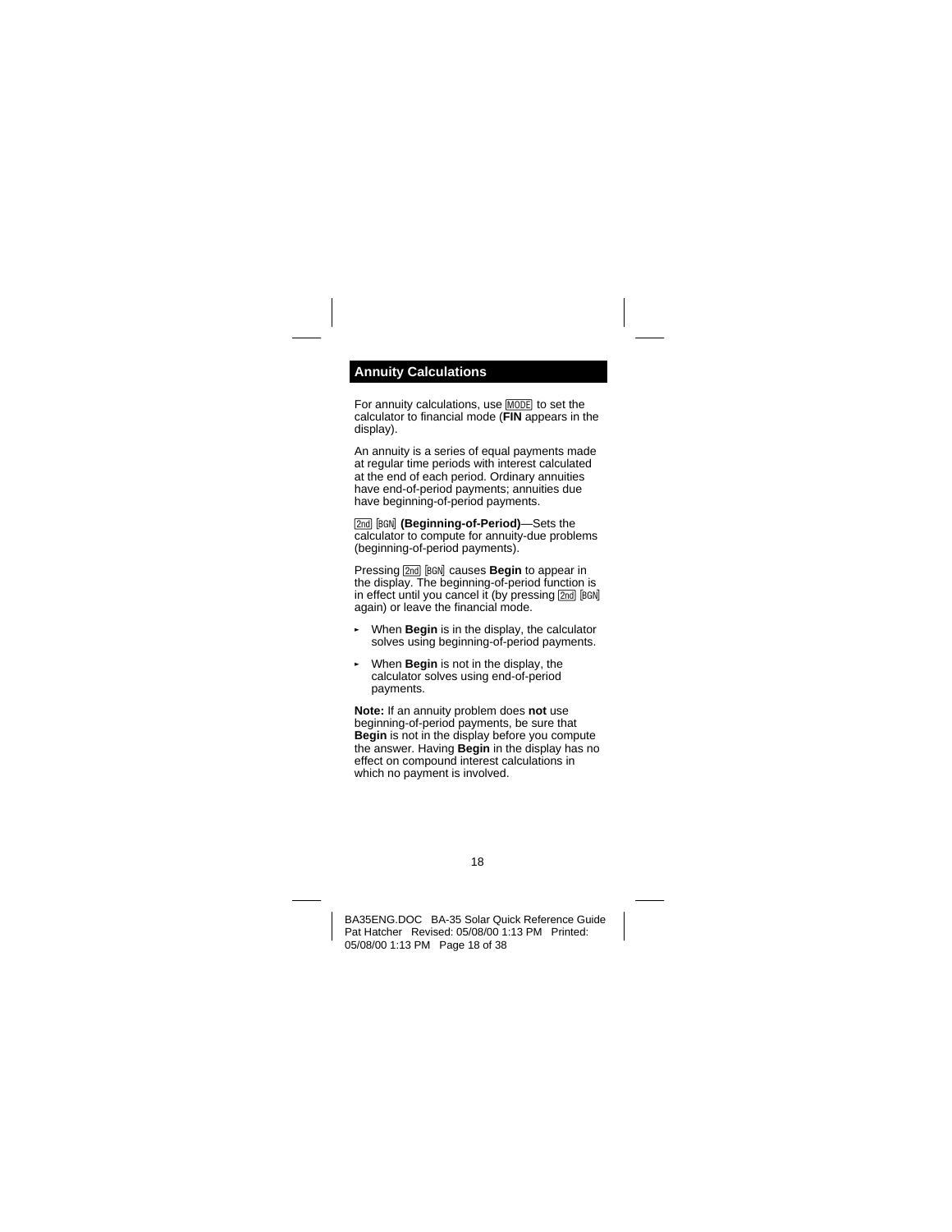## Annuity Calculations

For annuity calculations, use [MODE] to set the calculator to financial mode (**FIN** appears in the display).

An annuity is a series of equal payments made at regular time periods with interest calculated at the end of each period. Ordinary annuities have end-of-period payments; annuities due have beginning-of-period payments.

[2nd] [BGN] **(Beginning-of-Period)**—Sets the calculator to compute for annuity-due problems (beginning-of-period payments).

Pressing [2nd] [BGN] causes **Begin** to appear in the display. The beginning-of-period function is in effect until you cancel it (by pressing [2nd] [BGN] again) or leave the financial mode.

- When **Begin** is in the display, the calculator solves using beginning-of-period payments.
- When **Begin** is not in the display, the calculator solves using end-of-period payments.

**Note:** If an annuity problem does **not** use beginning-of-period payments, be sure that **Begin** is not in the display before you compute the answer. Having **Begin** in the display has no effect on compound interest calculations in which no payment is involved.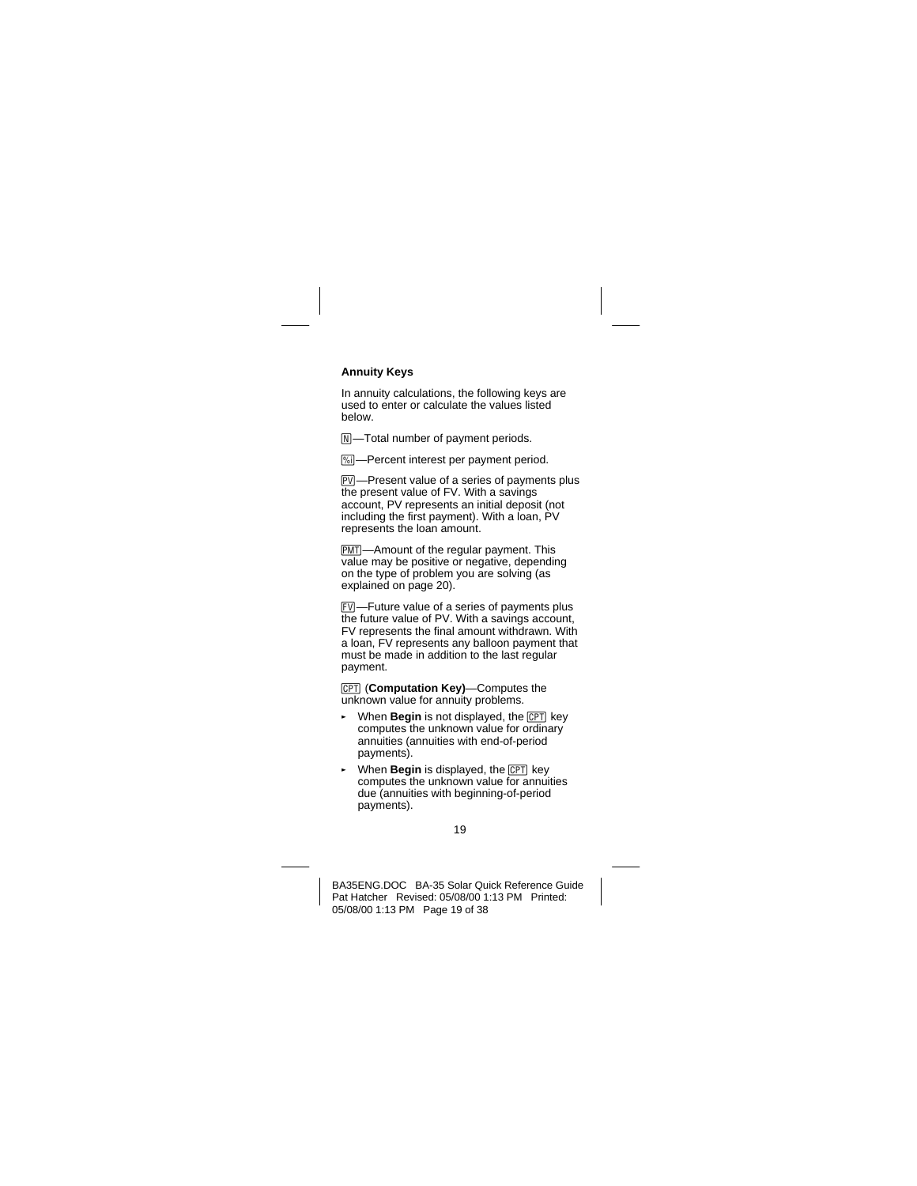### Annuity Keys

In annuity calculations, the following keys are used to enter or calculate the values listed below.

[N]—Total number of payment periods.

[%i]—Percent interest per payment period.

[PV]—Present value of a series of payments plus the present value of FV. With a savings account, PV represents an initial deposit (not including the first payment). With a loan, PV represents the loan amount.

[PMT]—Amount of the regular payment. This value may be positive or negative, depending on the type of problem you are solving (as explained on page 20).

[FV]—Future value of a series of payments plus the future value of PV. With a savings account, FV represents the final amount withdrawn. With a loan, FV represents any balloon payment that must be made in addition to the last regular payment.

[CPT] (**Computation Key)**—Computes the unknown value for annuity problems.

- When **Begin** is not displayed, the [CPT] key computes the unknown value for ordinary annuities (annuities with end-of-period payments).
- When **Begin** is displayed, the [CPT] key computes the unknown value for annuities due (annuities with beginning-of-period payments).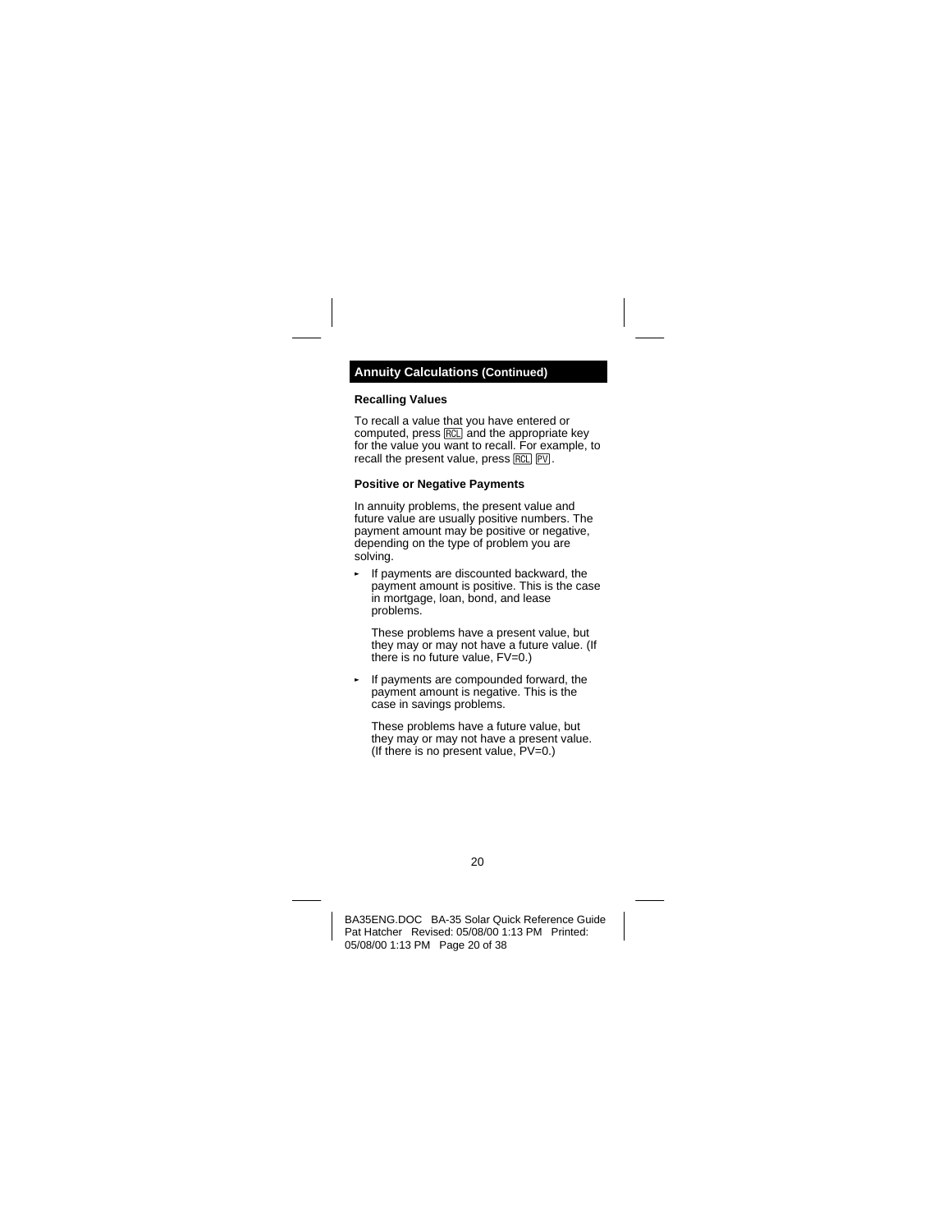## Annuity Calculations (Continued)

### Recalling Values

To recall a value that you have entered or computed, press RCL and the appropriate key for the value you want to recall. For example, to recall the present value, press RCL PV.

### Positive or Negative Payments

In annuity problems, the present value and future value are usually positive numbers. The payment amount may be positive or negative, depending on the type of problem you are solving.

- If payments are discounted backward, the payment amount is positive. This is the case in mortgage, loan, bond, and lease problems.

  These problems have a present value, but they may or may not have a future value. (If there is no future value, FV=0.)

- If payments are compounded forward, the payment amount is negative. This is the case in savings problems.

  These problems have a future value, but they may or may not have a present value. (If there is no present value, PV=0.)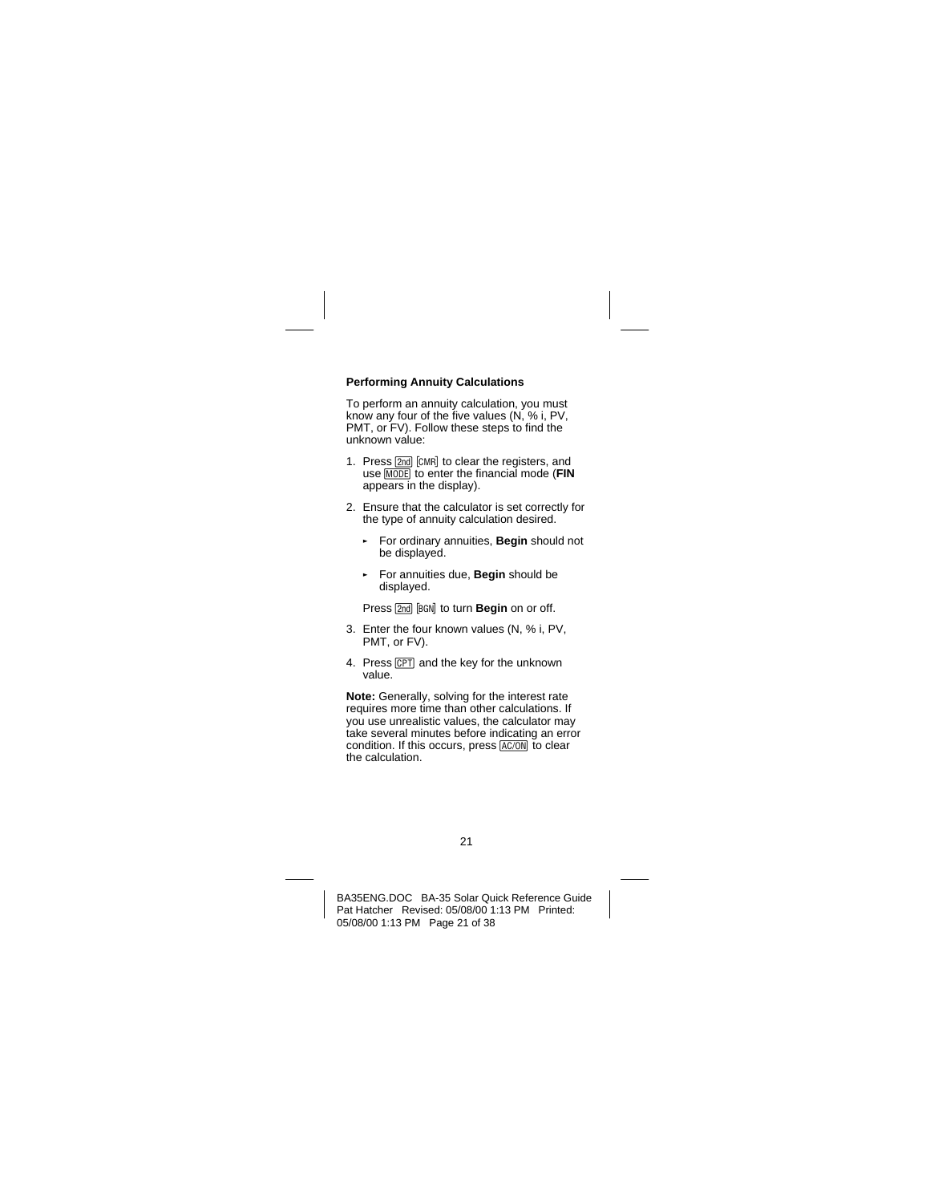### Performing Annuity Calculations

To perform an annuity calculation, you must know any four of the five values (N, % i, PV, PMT, or FV). Follow these steps to find the unknown value:

1. Press [2nd] [CMR] to clear the registers, and use [MODE] to enter the financial mode (**FIN** appears in the display).
2. Ensure that the calculator is set correctly for the type of annuity calculation desired.
   - For ordinary annuities, **Begin** should not be displayed.
   - For annuities due, **Begin** should be displayed.

   Press [2nd] [BGN] to turn **Begin** on or off.
3. Enter the four known values (N, % i, PV, PMT, or FV).
4. Press [CPT] and the key for the unknown value.

**Note:** Generally, solving for the interest rate requires more time than other calculations. If you use unrealistic values, the calculator may take several minutes before indicating an error condition. If this occurs, press [AC/ON] to clear the calculation.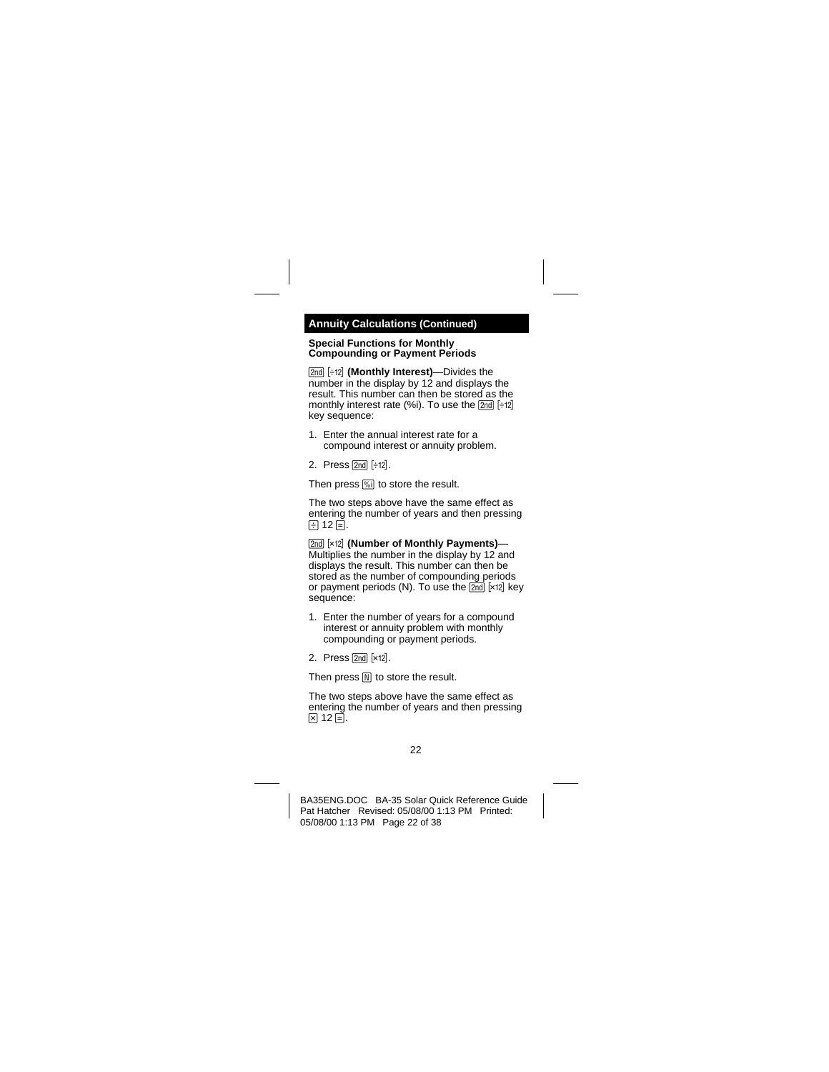## Annuity Calculations (Continued)

### Special Functions for Monthly Compounding or Payment Periods

[2nd] [÷12] **(Monthly Interest)**—Divides the number in the display by 12 and displays the result. This number can then be stored as the monthly interest rate (%i). To use the [2nd] [÷12] key sequence:

1. Enter the annual interest rate for a compound interest or annuity problem.
2. Press [2nd] [÷12].

Then press [%i] to store the result.

The two steps above have the same effect as entering the number of years and then pressing [÷] 12 [=].

[2nd] [×12] **(Number of Monthly Payments)**—Multiplies the number in the display by 12 and displays the result. This number can then be stored as the number of compounding periods or payment periods (N). To use the [2nd] [×12] key sequence:

1. Enter the number of years for a compound interest or annuity problem with monthly compounding or payment periods.
2. Press [2nd] [×12].

Then press [N] to store the result.

The two steps above have the same effect as entering the number of years and then pressing [×] 12 [=].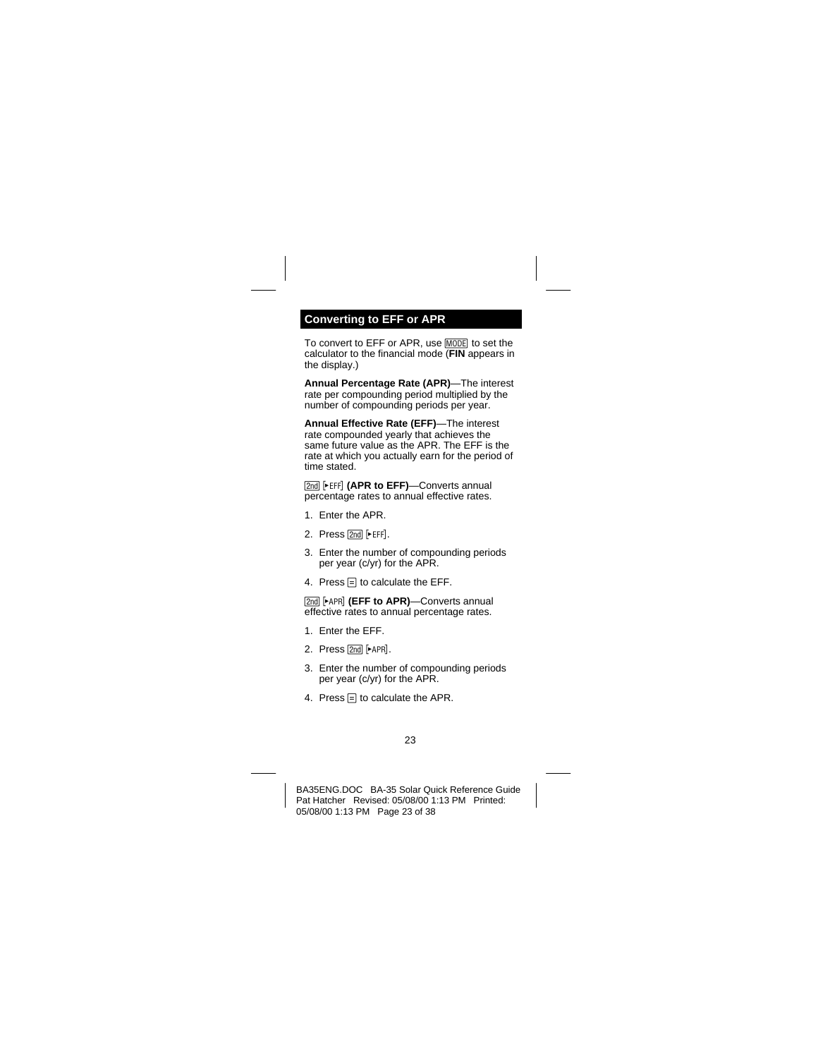## Converting to EFF or APR

To convert to EFF or APR, use [MODE] to set the calculator to the financial mode (**FIN** appears in the display.)

**Annual Percentage Rate (APR)**—The interest rate per compounding period multiplied by the number of compounding periods per year.

**Annual Effective Rate (EFF)**—The interest rate compounded yearly that achieves the same future value as the APR. The EFF is the rate at which you actually earn for the period of time stated.

[2nd] [►EFF] **(APR to EFF)**—Converts annual percentage rates to annual effective rates.

1. Enter the APR.
2. Press [2nd] [►EFF].
3. Enter the number of compounding periods per year (c/yr) for the APR.
4. Press [=] to calculate the EFF.

[2nd] [►APR] **(EFF to APR)**—Converts annual effective rates to annual percentage rates.

1. Enter the EFF.
2. Press [2nd] [►APR].
3. Enter the number of compounding periods per year (c/yr) for the APR.
4. Press [=] to calculate the APR.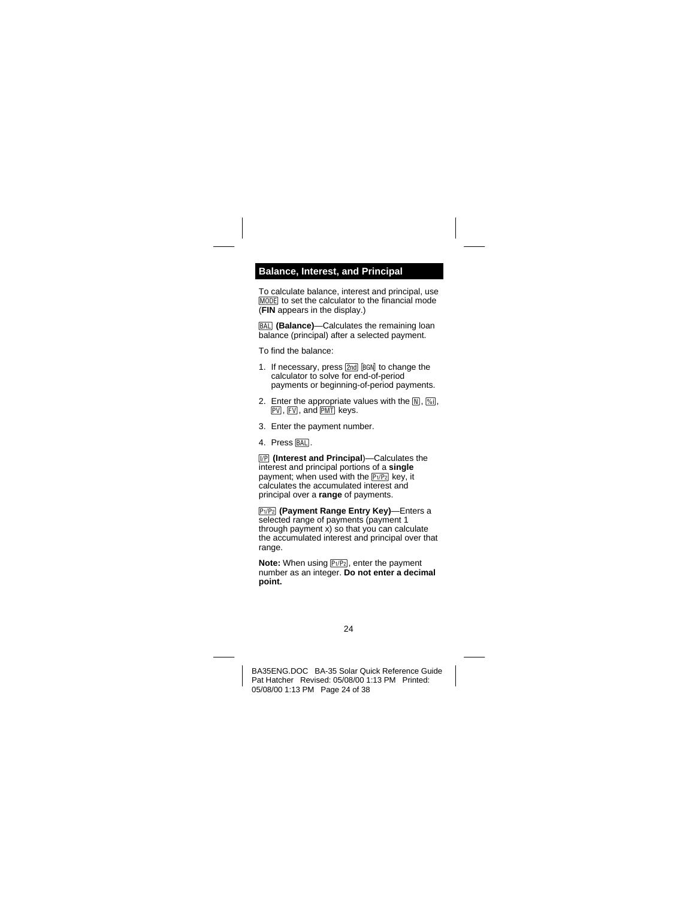## Balance, Interest, and Principal

To calculate balance, interest and principal, use [MODE] to set the calculator to the financial mode (**FIN** appears in the display.)

[BAL] **(Balance)**—Calculates the remaining loan balance (principal) after a selected payment.

To find the balance:

1. If necessary, press [2nd] [BGN] to change the calculator to solve for end-of-period payments or beginning-of-period payments.
2. Enter the appropriate values with the [N], [%i], [PV], [FV], and [PMT] keys.
3. Enter the payment number.
4. Press [BAL].

[I/P] **(Interest and Principal)**—Calculates the interest and principal portions of a **single** payment; when used with the [P1/P2] key, it calculates the accumulated interest and principal over a **range** of payments.

[P1/P2] **(Payment Range Entry Key)**—Enters a selected range of payments (payment 1 through payment x) so that you can calculate the accumulated interest and principal over that range.

**Note:** When using [P1/P2], enter the payment number as an integer. **Do not enter a decimal point.**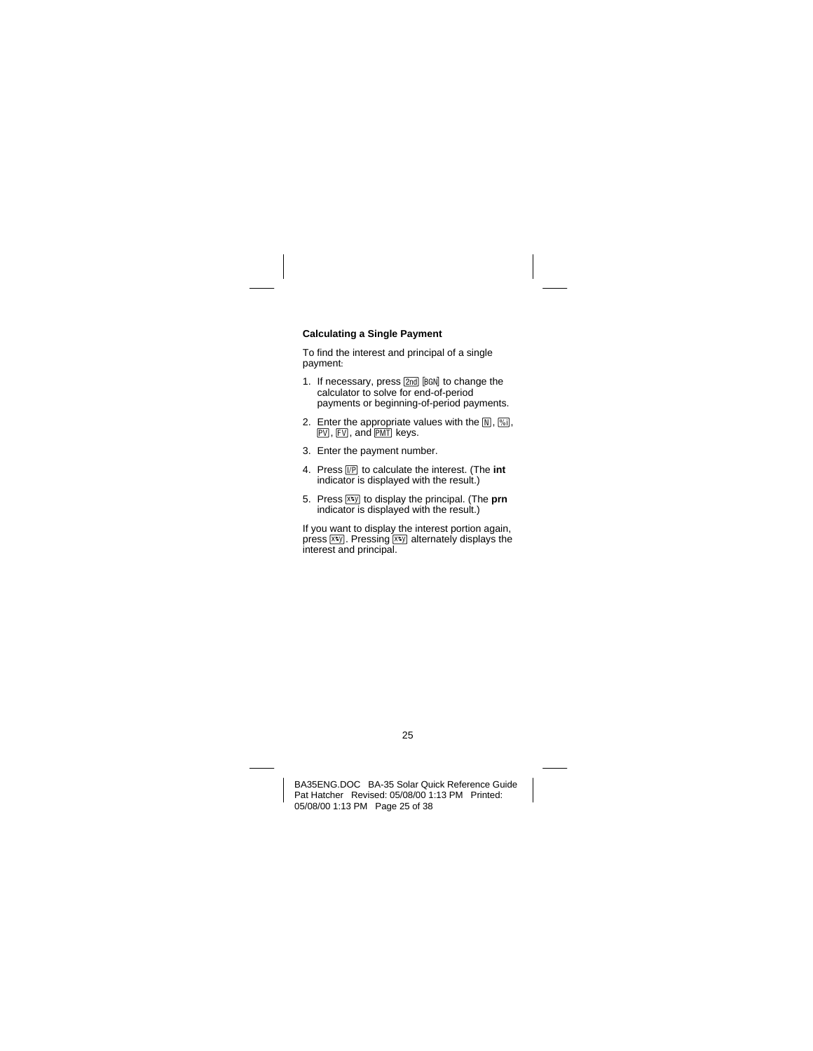### Calculating a Single Payment

To find the interest and principal of a single payment:

1. If necessary, press [2nd] [BGN] to change the calculator to solve for end-of-period payments or beginning-of-period payments.
2. Enter the appropriate values with the [N], [%i], [PV], [FV], and [PMT] keys.
3. Enter the payment number.
4. Press [I/P] to calculate the interest. (The **int** indicator is displayed with the result.)
5. Press [x⇆y] to display the principal. (The **prn** indicator is displayed with the result.)

If you want to display the interest portion again, press [x⇆y]. Pressing [x⇆y] alternately displays the interest and principal.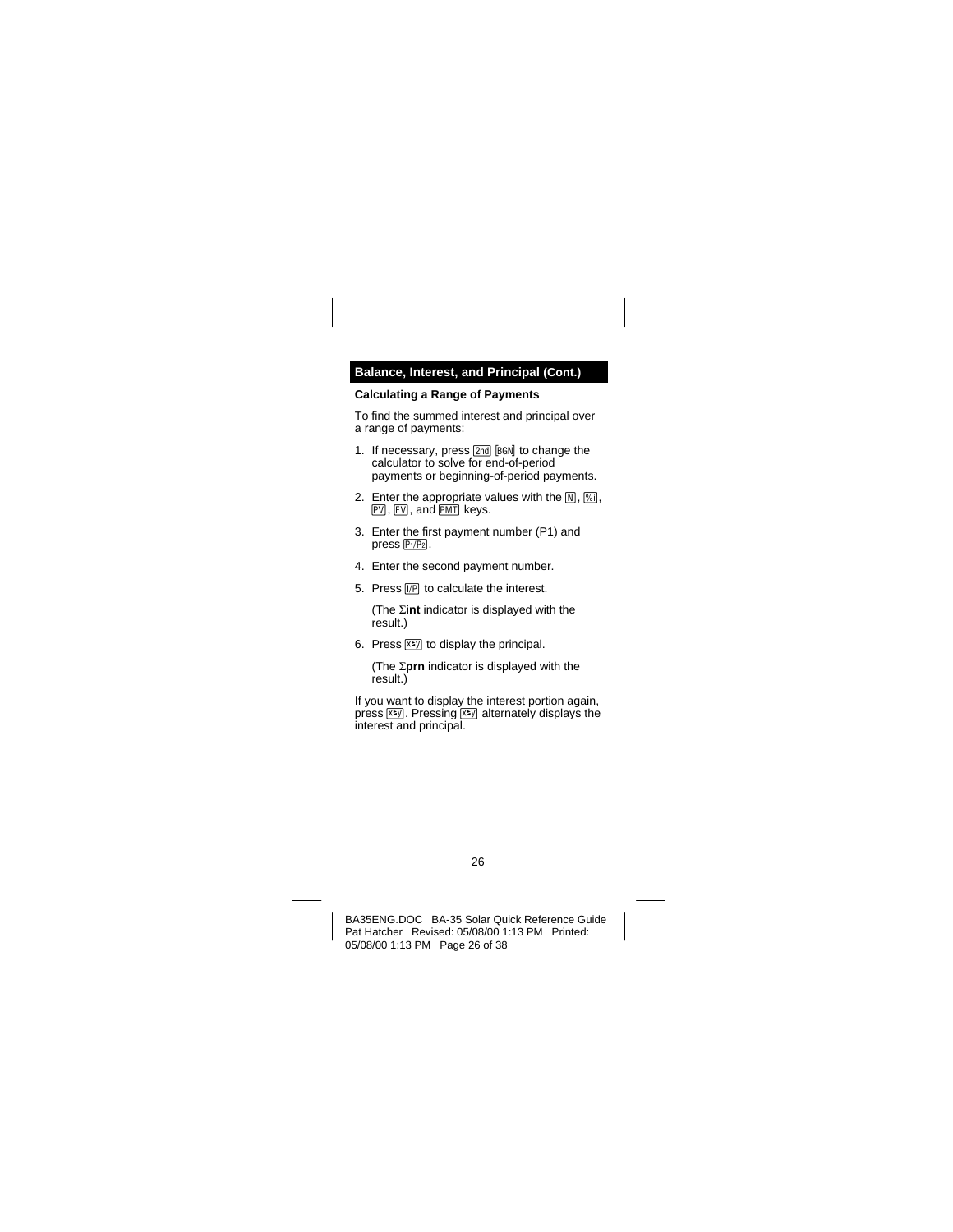## Balance, Interest, and Principal (Cont.)

### Calculating a Range of Payments

To find the summed interest and principal over a range of payments:

1. If necessary, press [2nd] [BGN] to change the calculator to solve for end-of-period payments or beginning-of-period payments.
2. Enter the appropriate values with the [N], [%i], [PV], [FV], and [PMT] keys.
3. Enter the first payment number (P1) and press [P1/P2].
4. Enter the second payment number.
5. Press [I/P] to calculate the interest.

   (The Σ**int** indicator is displayed with the result.)
6. Press [x⇆y] to display the principal.

   (The Σ**prn** indicator is displayed with the result.)

If you want to display the interest portion again, press [x⇆y]. Pressing [x⇆y] alternately displays the interest and principal.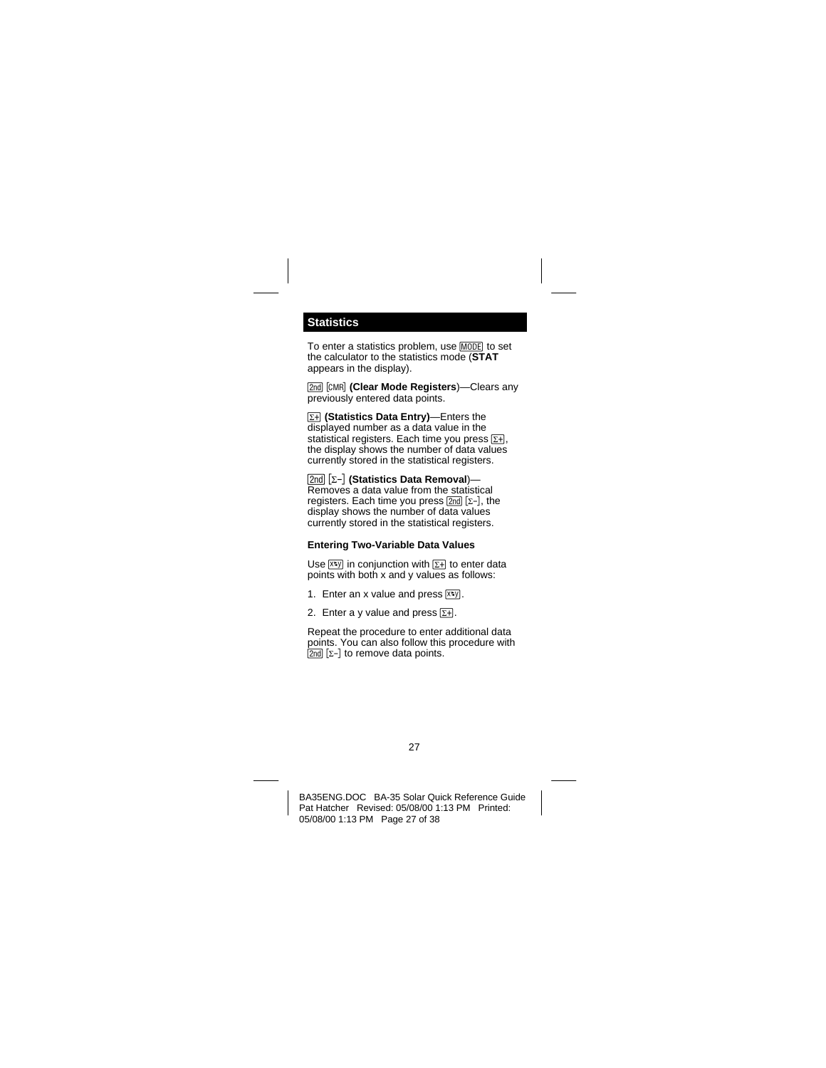## Statistics

To enter a statistics problem, use [MODE] to set the calculator to the statistics mode (**STAT** appears in the display).

[2nd] [CMR] **(Clear Mode Registers**)—Clears any previously entered data points.

[Σ+] **(Statistics Data Entry)**—Enters the displayed number as a data value in the statistical registers. Each time you press [Σ+], the display shows the number of data values currently stored in the statistical registers.

[2nd] [Σ–] **(Statistics Data Removal**)—Removes a data value from the statistical registers. Each time you press [2nd] [Σ–], the display shows the number of data values currently stored in the statistical registers.

### Entering Two-Variable Data Values

Use [x↔y] in conjunction with [Σ+] to enter data points with both x and y values as follows:

1. Enter an x value and press [x↔y].
2. Enter a y value and press [Σ+].

Repeat the procedure to enter additional data points. You can also follow this procedure with [2nd] [Σ–] to remove data points.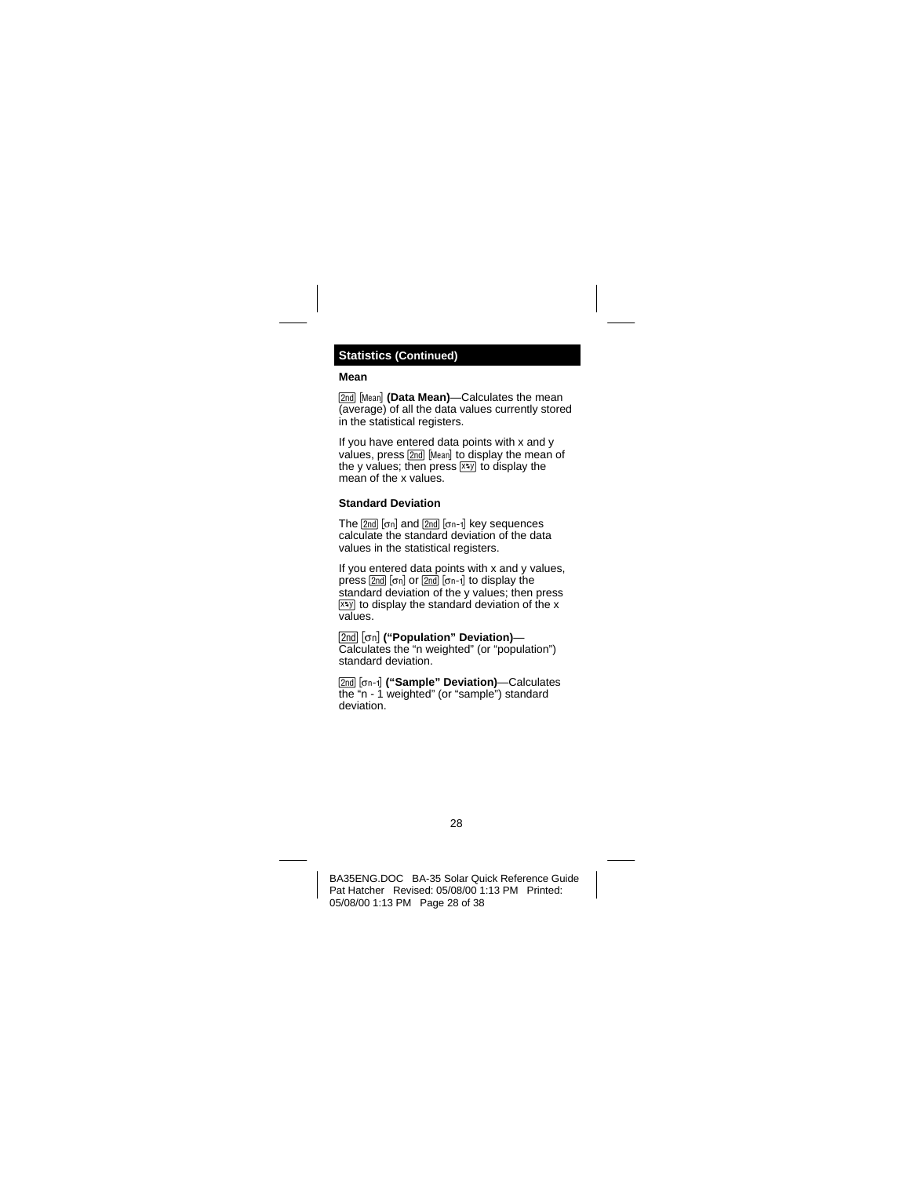## Statistics (Continued)

### Mean

[2nd] [Mean] **(Data Mean)**—Calculates the mean (average) of all the data values currently stored in the statistical registers.

If you have entered data points with x and y values, press [2nd] [Mean] to display the mean of the y values; then press [x⇆y] to display the mean of the x values.

### Standard Deviation

The [2nd] [σn] and [2nd] [σn-1] key sequences calculate the standard deviation of the data values in the statistical registers.

If you entered data points with x and y values, press [2nd] [σn] or [2nd] [σn-1] to display the standard deviation of the y values; then press [x⇆y] to display the standard deviation of the x values.

[2nd] [σn] **("Population" Deviation)**—Calculates the "n weighted" (or "population") standard deviation.

[2nd] [σn-1] **("Sample" Deviation)**—Calculates the "n - 1 weighted" (or "sample") standard deviation.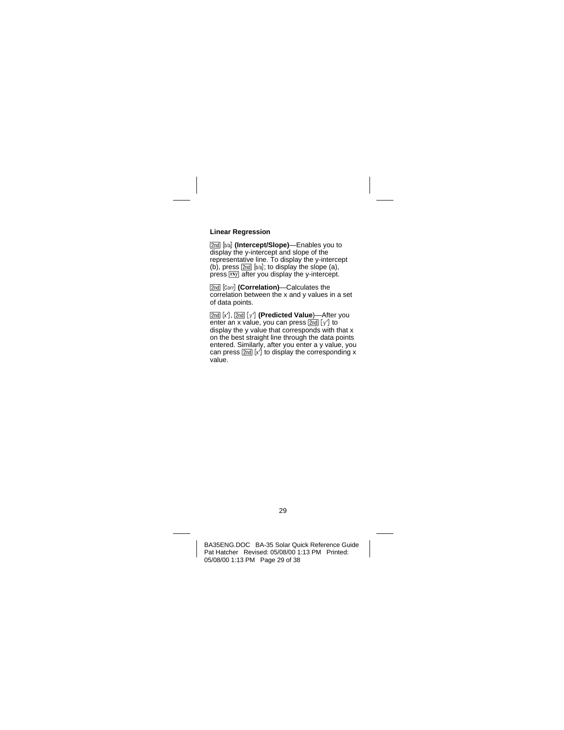### Linear Regression

[2nd] [b/a] **(Intercept/Slope)**—Enables you to display the y-intercept and slope of the representative line. To display the y-intercept (b), press [2nd] [b/a]; to display the slope (a), press [x⇆y] after you display the y-intercept.

[2nd] [Corr] **(Correlation)**—Calculates the correlation between the x and y values in a set of data points.

[2nd] [x′], [2nd] [y′] **(Predicted Value)**—After you enter an x value, you can press [2nd] [y′] to display the y value that corresponds with that x on the best straight line through the data points entered. Similarly, after you enter a y value, you can press [2nd] [x′] to display the corresponding x value.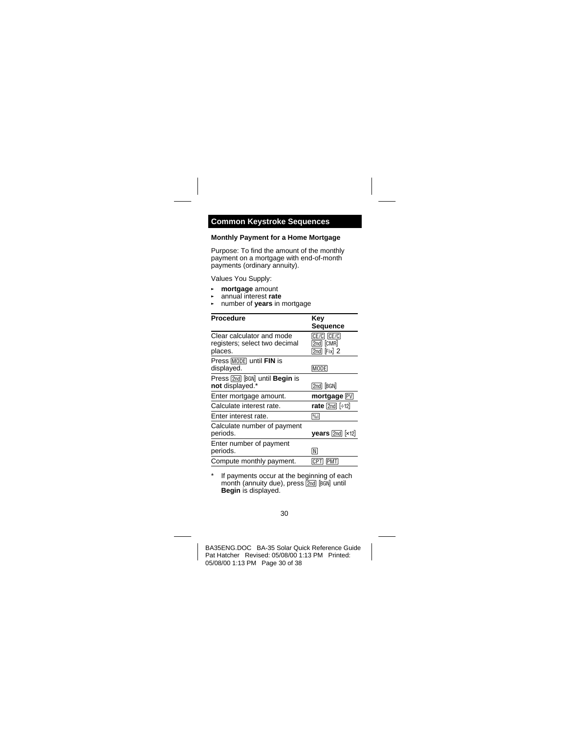## Common Keystroke Sequences

### Monthly Payment for a Home Mortgage

Purpose: To find the amount of the monthly payment on a mortgage with end-of-month payments (ordinary annuity).

Values You Supply:

- **mortgage** amount
- annual interest **rate**
- number of **years** in mortgage

| Procedure | Key Sequence |
|---|---|
| Clear calculator and mode registers; select two decimal places. | [CE/C] [CE/C] [2nd] [CMR] [2nd] [Fix] 2 |
| Press [MODE] until **FIN** is displayed. | [MODE] |
| Press [2nd] [BGN] until **Begin** is **not** displayed.* | [2nd] [BGN] |
| Enter mortgage amount. | **mortgage** [PV] |
| Calculate interest rate. | **rate** [2nd] [÷12] |
| Enter interest rate. | [%i] |
| Calculate number of payment periods. | **years** [2nd] [×12] |
| Enter number of payment periods. | [N] |
| Compute monthly payment. | [CPT] [PMT] |

\* If payments occur at the beginning of each month (annuity due), press [2nd] [BGN] until **Begin** is displayed.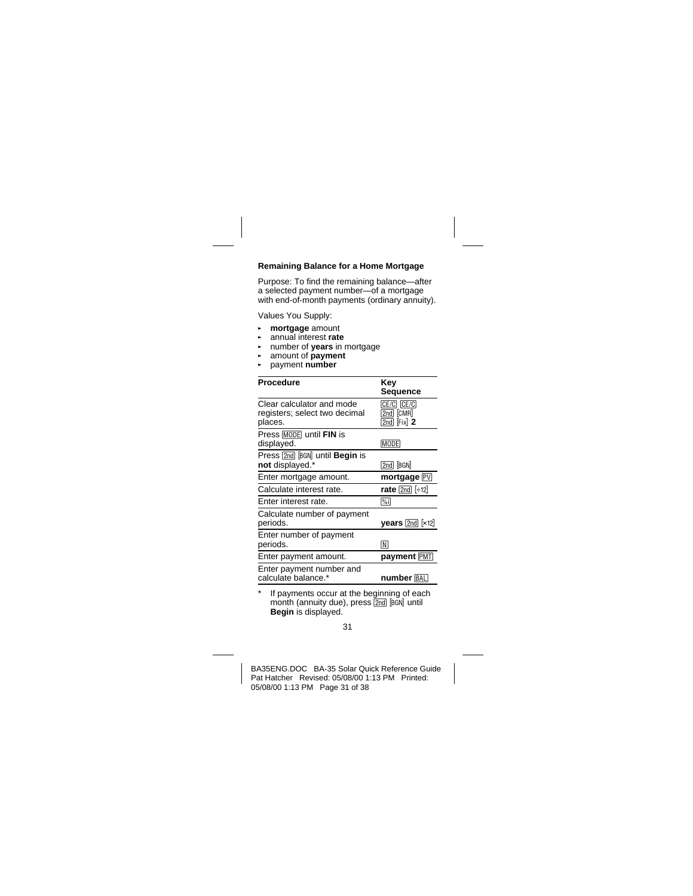### Remaining Balance for a Home Mortgage

Purpose: To find the remaining balance—after a selected payment number—of a mortgage with end-of-month payments (ordinary annuity).

Values You Supply:

- **mortgage** amount
- annual interest **rate**
- number of **years** in mortgage
- amount of **payment**
- payment **number**

| Procedure | Key Sequence |
|---|---|
| Clear calculator and mode registers; select two decimal places. | [CE/C] [CE/C] [2nd] [CMR] [2nd] [Fix] **2** |
| Press [MODE] until **FIN** is displayed. | [MODE] |
| Press [2nd] [BGN] until **Begin** is **not** displayed.* | [2nd] [BGN] |
| Enter mortgage amount. | **mortgage** [PV] |
| Calculate interest rate. | **rate** [2nd] [÷12] |
| Enter interest rate. | [%i] |
| Calculate number of payment periods. | **years** [2nd] [×12] |
| Enter number of payment periods. | [N] |
| Enter payment amount. | **payment** [PMT] |
| Enter payment number and calculate balance.* | **number** [BAL] |

\* If payments occur at the beginning of each month (annuity due), press [2nd] [BGN] until **Begin** is displayed.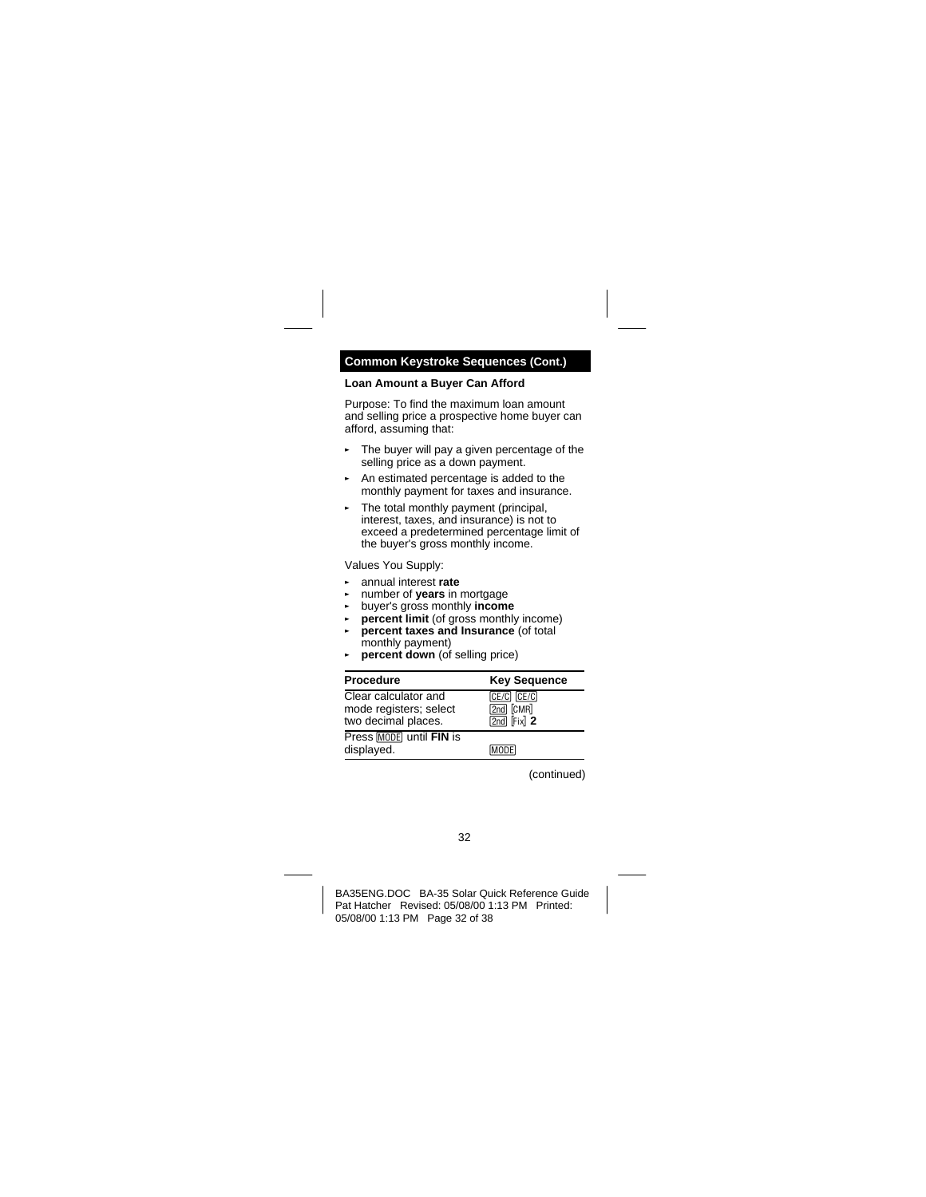## Common Keystroke Sequences (Cont.)

### Loan Amount a Buyer Can Afford

Purpose: To find the maximum loan amount and selling price a prospective home buyer can afford, assuming that:

- The buyer will pay a given percentage of the selling price as a down payment.
- An estimated percentage is added to the monthly payment for taxes and insurance.
- The total monthly payment (principal, interest, taxes, and insurance) is not to exceed a predetermined percentage limit of the buyer's gross monthly income.

Values You Supply:

- annual interest **rate**
- number of **years** in mortgage
- buyer's gross monthly **income**
- **percent limit** (of gross monthly income)
- **percent taxes and Insurance** (of total monthly payment)
- **percent down** (of selling price)

| Procedure | Key Sequence |
| --- | --- |
| Clear calculator and mode registers; select two decimal places. | [CE/C] [CE/C] [2nd] [CMR] [2nd] [Fix] **2** |
| Press [MODE] until **FIN** is displayed. | [MODE] |

(continued)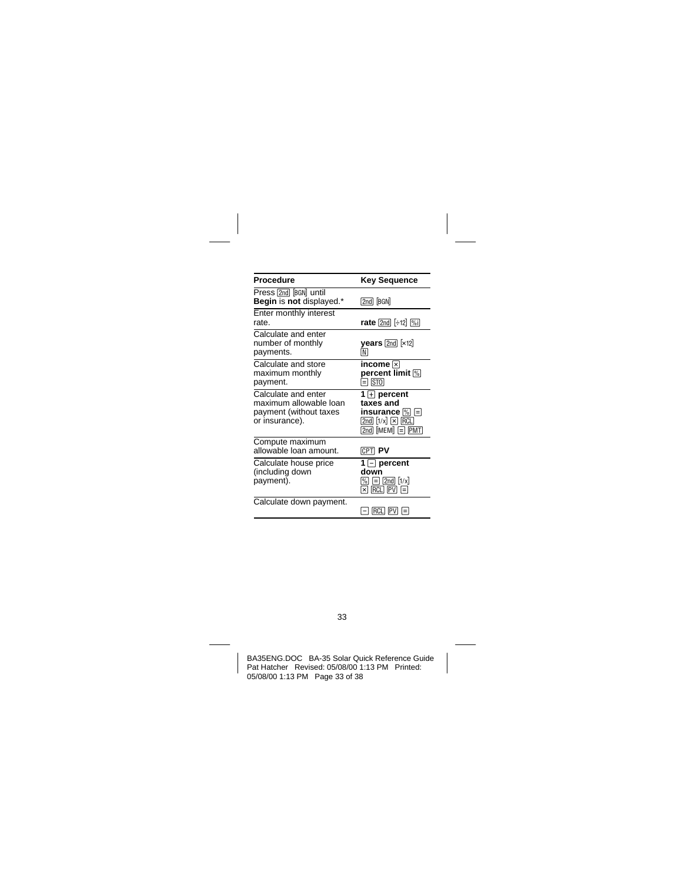| Procedure | Key Sequence |
|---|---|
| Press [2nd] [BGN] until **Begin** is **not** displayed.* | [2nd] [BGN] |
| Enter monthly interest rate. | **rate** [2nd] [÷12] [%i] |
| Calculate and enter number of monthly payments. | **years** [2nd] [×12] [N] |
| Calculate and store maximum monthly payment. | **income** [×] **percent limit** [%] [=] [STO] |
| Calculate and enter maximum allowable loan payment (without taxes or insurance). | **1** [+] **percent taxes and insurance** [%] [=] [2nd] [1/x] [×] [RCL] [2nd] [MEM] [=] [PMT] |
| Compute maximum allowable loan amount. | [CPT] **PV** |
| Calculate house price (including down payment). | **1** [−] **percent down** [%] [=] [2nd] [1/x] [×] [RCL] [PV] [=] |
| Calculate down payment. | [−] [RCL] [PV] [=] |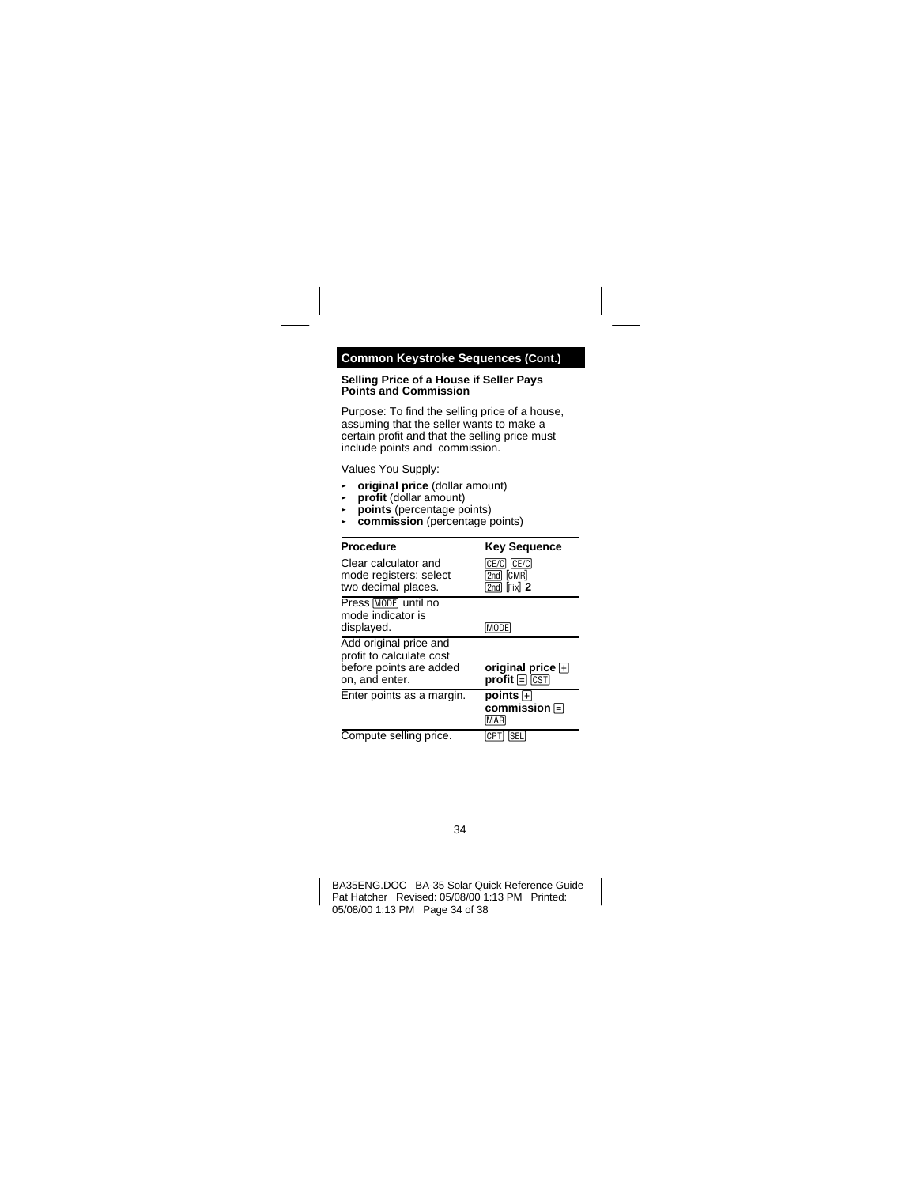## Common Keystroke Sequences (Cont.)

### Selling Price of a House if Seller Pays Points and Commission

Purpose: To find the selling price of a house, assuming that the seller wants to make a certain profit and that the selling price must include points and commission.

Values You Supply:

- **original price** (dollar amount)
- **profit** (dollar amount)
- **points** (percentage points)
- **commission** (percentage points)

| Procedure | Key Sequence |
|---|---|
| Clear calculator and mode registers; select two decimal places. | [CE/C] [CE/C] [2nd] [CMR] [2nd] [Fix] **2** |
| Press [MODE] until no mode indicator is displayed. | [MODE] |
| Add original price and profit to calculate cost before points are added on, and enter. | **original price** [+] **profit** [=] [CST] |
| Enter points as a margin. | **points** [+] **commission** [=] [MAR] |
| Compute selling price. | [CPT] [SEL] |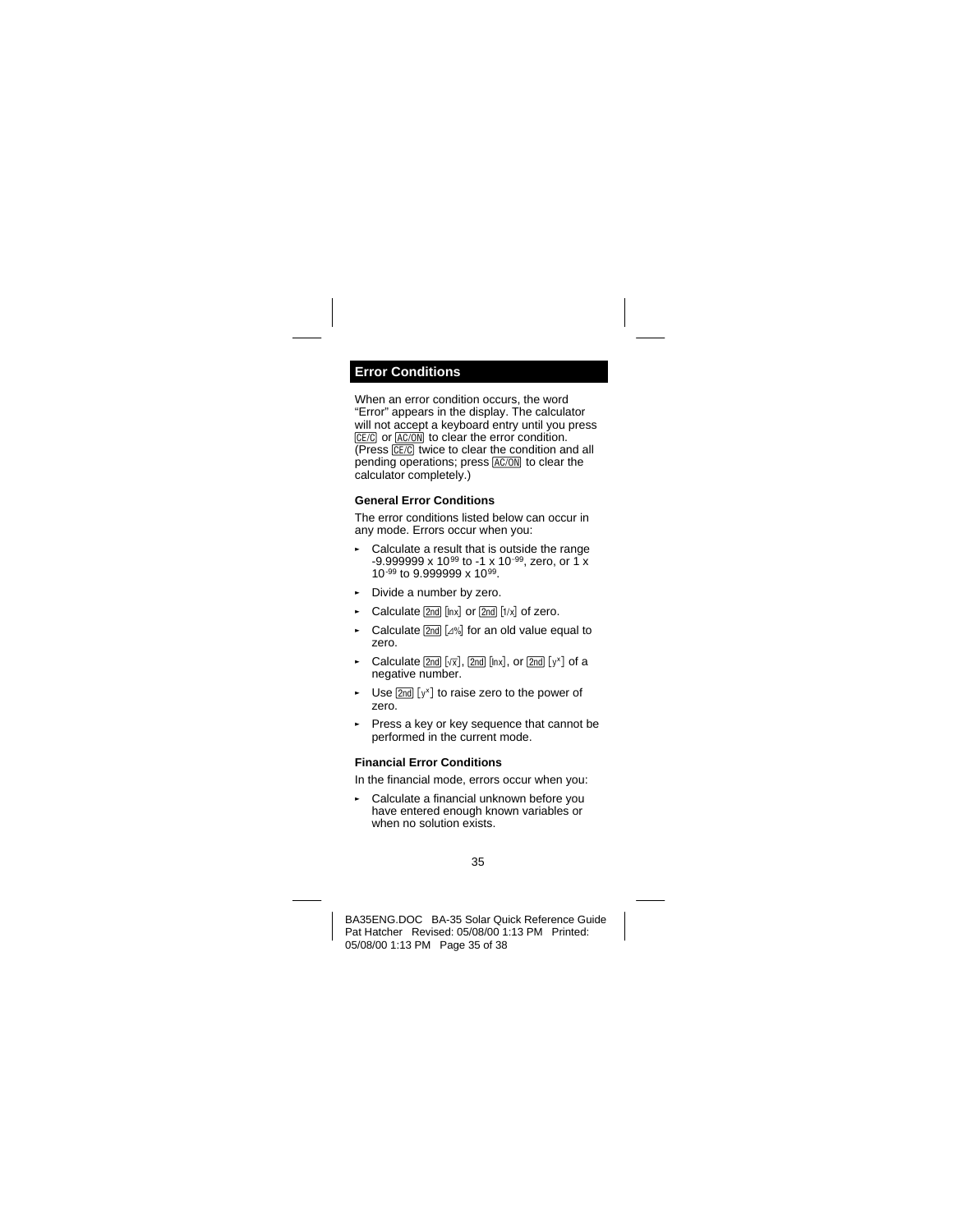## Error Conditions

When an error condition occurs, the word "Error" appears in the display. The calculator will not accept a keyboard entry until you press [CE/C] or [AC/ON] to clear the error condition. (Press [CE/C] twice to clear the condition and all pending operations; press [AC/ON] to clear the calculator completely.)

### General Error Conditions

The error conditions listed below can occur in any mode. Errors occur when you:

- Calculate a result that is outside the range $-9.999999 \times 10^{99}$ to $-1 \times 10^{-99}$, zero, or $1 \times 10^{-99}$ to $9.999999 \times 10^{99}$.
- Divide a number by zero.
- Calculate [2nd] [lnx] or [2nd] [1/x] of zero.
- Calculate [2nd] [Δ%] for an old value equal to zero.
- Calculate [2nd] [√x], [2nd] [lnx], or [2nd] [$y^x$] of a negative number.
- Use [2nd] [$y^x$] to raise zero to the power of zero.
- Press a key or key sequence that cannot be performed in the current mode.

### Financial Error Conditions

In the financial mode, errors occur when you:

- Calculate a financial unknown before you have entered enough known variables or when no solution exists.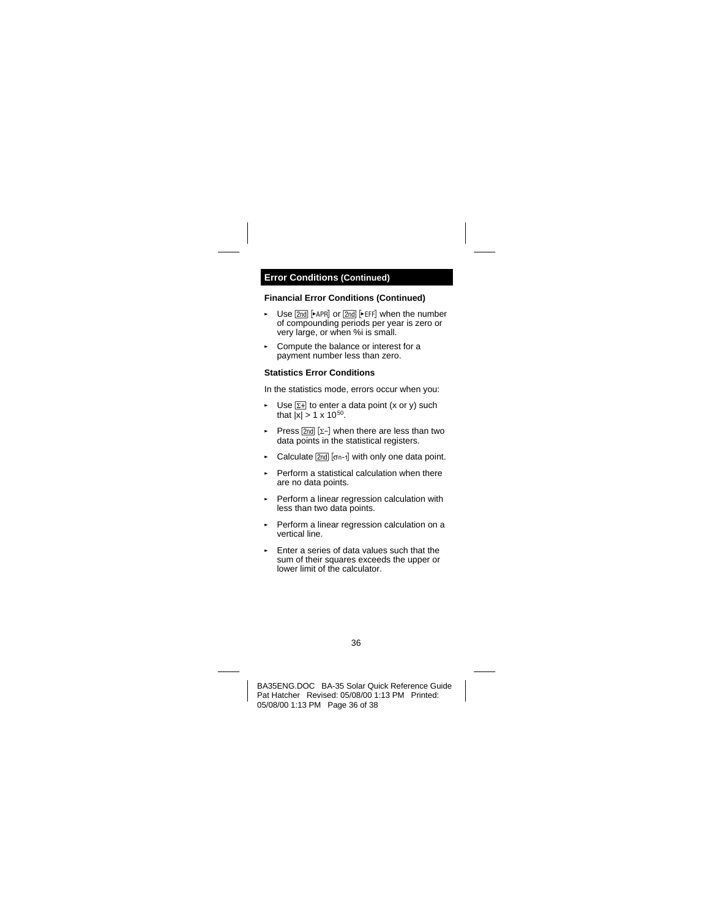## Error Conditions (Continued)

### Financial Error Conditions (Continued)

- Use [2nd] [▸APR] or [2nd] [▸EFF] when the number of compounding periods per year is zero or very large, or when %i is small.
- Compute the balance or interest for a payment number less than zero.

### Statistics Error Conditions

In the statistics mode, errors occur when you:

- Use [Σ+] to enter a data point (x or y) such that $|x| > 1 \times 10^{50}$.
- Press [2nd] [Σ–] when there are less than two data points in the statistical registers.
- Calculate [2nd] [$\sigma_{n-1}$] with only one data point.
- Perform a statistical calculation when there are no data points.
- Perform a linear regression calculation with less than two data points.
- Perform a linear regression calculation on a vertical line.
- Enter a series of data values such that the sum of their squares exceeds the upper or lower limit of the calculator.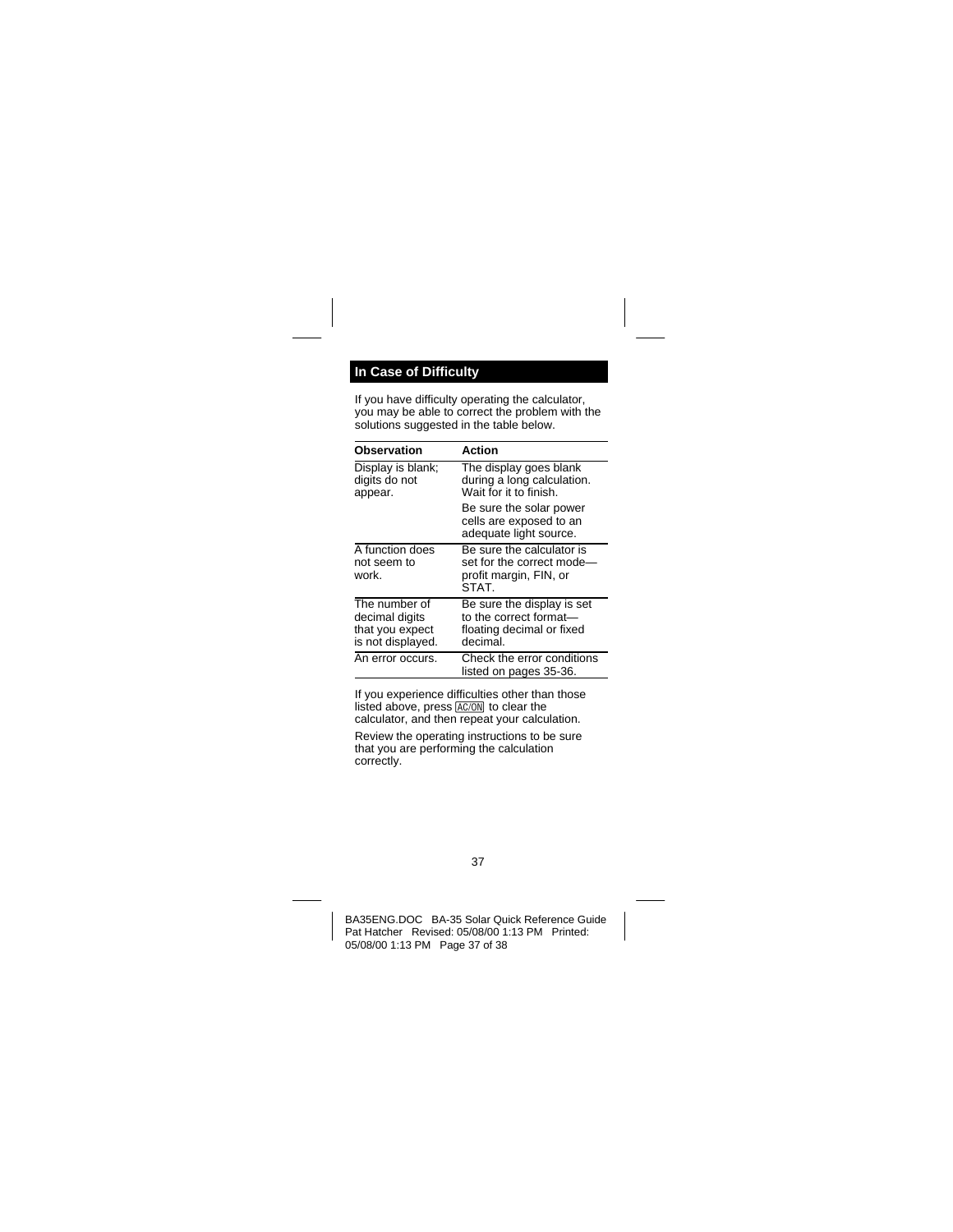## In Case of Difficulty

If you have difficulty operating the calculator, you may be able to correct the problem with the solutions suggested in the table below.

| Observation | Action |
|---|---|
| Display is blank; digits do not appear. | The display goes blank during a long calculation. Wait for it to finish.<br>Be sure the solar power cells are exposed to an adequate light source. |
| A function does not seem to work. | Be sure the calculator is set for the correct mode—profit margin, FIN, or STAT. |
| The number of decimal digits that you expect is not displayed. | Be sure the display is set to the correct format—floating decimal or fixed decimal. |
| An error occurs. | Check the error conditions listed on pages 35-36. |

If you experience difficulties other than those listed above, press [AC/ON] to clear the calculator, and then repeat your calculation.

Review the operating instructions to be sure that you are performing the calculation correctly.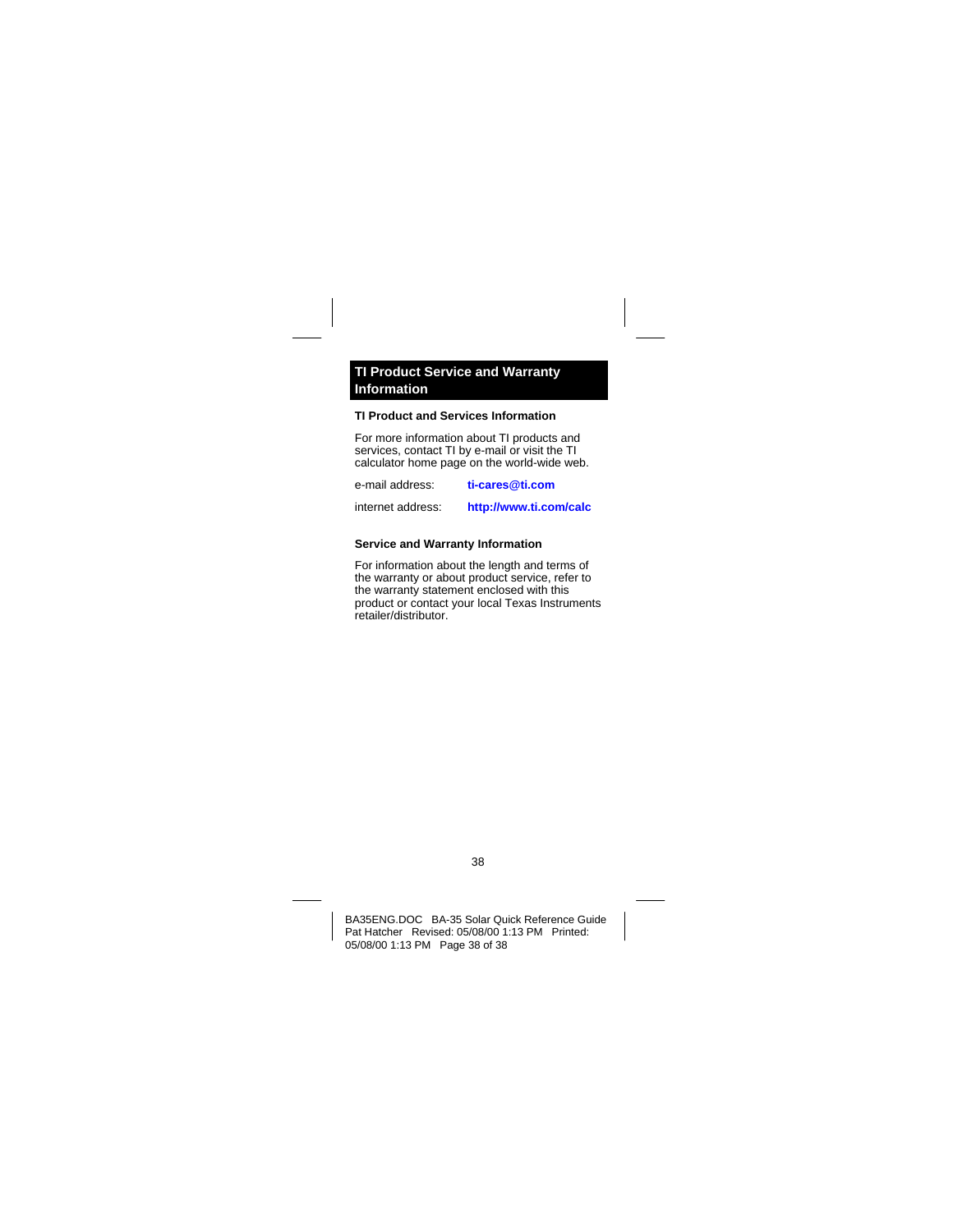# TI Product Service and Warranty Information

### TI Product and Services Information

For more information about TI products and services, contact TI by e-mail or visit the TI calculator home page on the world-wide web.

e-mail address: **ti-cares@ti.com**

internet address: **http://www.ti.com/calc**

### Service and Warranty Information

For information about the length and terms of the warranty or about product service, refer to the warranty statement enclosed with this product or contact your local Texas Instruments retailer/distributor.